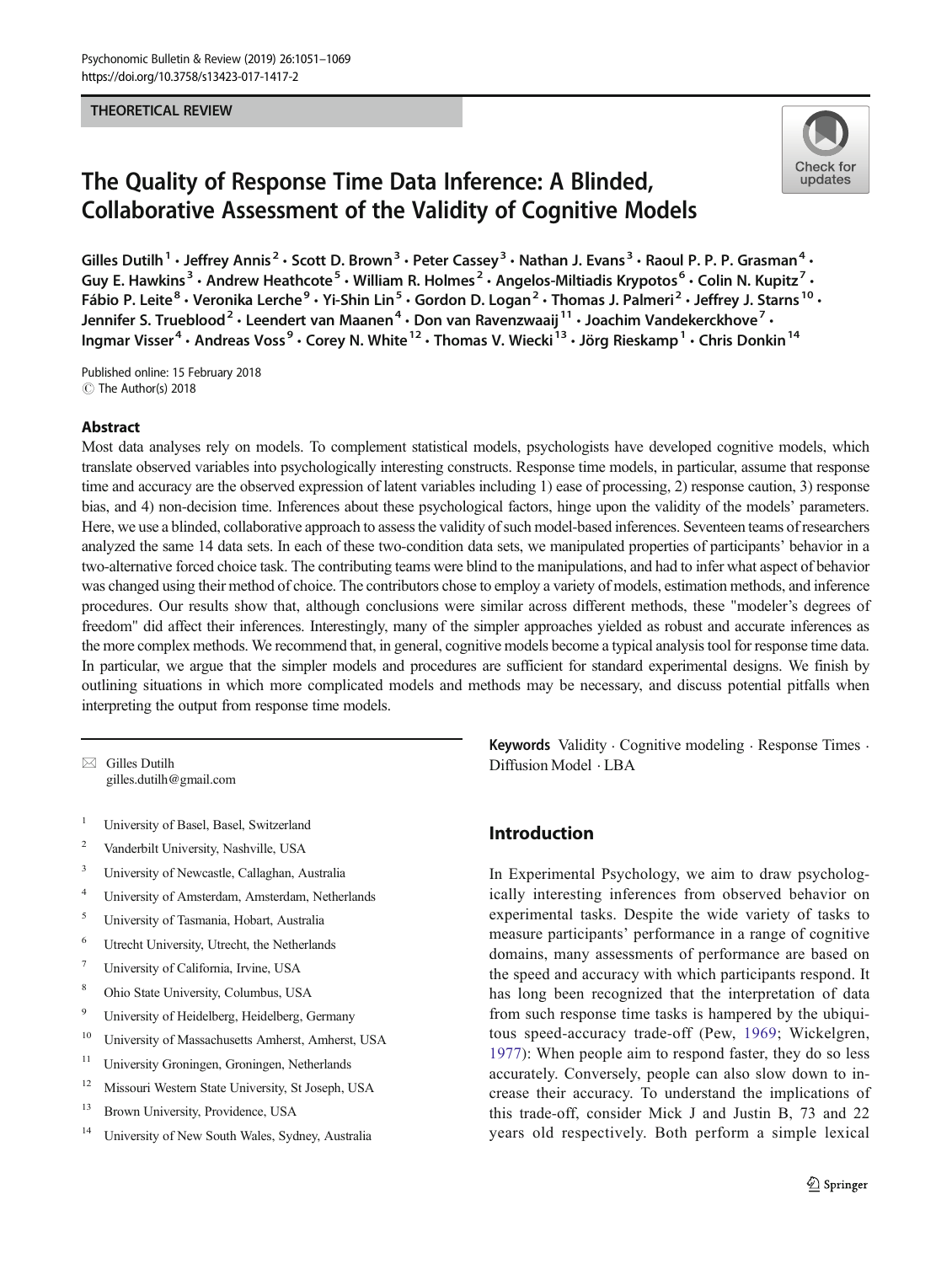THEORETICAL REVIEW

# The Quality of Response Time Data Inference: A Blinded, Collaborative Assessment of the Validity of Cognitive Models

Gilles Dutilh[1] · Jeffrey Annis[2] · Scott D. Brown[3] · Peter Cassey[3] · Nathan J. Evans[3] · Raoul P. P. P. Grasman[4] · Guy E. Hawkins[3] · Andrew Heathcote[5] · William R. Holmes[2] · Angelos-Miltiadis Krypotos[6] · Colin N. Kupitz[7] · Fábio P. Leite[8] · Veronika Lerche[9] · Yi-Shin Lin[5] · Gordon D. Logan[2] · Thomas J. Palmeri[2] · Jeffrey J. Starns[10] · Jennifer S. Trueblood[2] · Leendert van Maanen[4] · Don van Ravenzwaaij[11] · Joachim Vandekerckhove[7] · Ingmar Visser[4] · Andreas Voss[9] · Corey N. White[12] · Thomas V. Wiecki[13] · Jörg Rieskamp[1] · Chris Donkin[14]

Published online: 15 February 2018
© The Author(s) 2018

## Abstract

Most data analyses rely on models. To complement statistical models, psychologists have developed cognitive models, which translate observed variables into psychologically interesting constructs. Response time models, in particular, assume that response time and accuracy are the observed expression of latent variables including 1) ease of processing, 2) response caution, 3) response bias, and 4) non-decision time. Inferences about these psychological factors, hinge upon the validity of the models' parameters. Here, we use a blinded, collaborative approach to assess the validity of such model-based inferences. Seventeen teams of researchers analyzed the same 14 data sets. In each of these two-condition data sets, we manipulated properties of participants' behavior in a two-alternative forced choice task. The contributing teams were blind to the manipulations, and had to infer what aspect of behavior was changed using their method of choice. The contributors chose to employ a variety of models, estimation methods, and inference procedures. Our results show that, although conclusions were similar across different methods, these "modeler's degrees of freedom" did affect their inferences. Interestingly, many of the simpler approaches yielded as robust and accurate inferences as the more complex methods. We recommend that, in general, cognitive models become a typical analysis tool for response time data. In particular, we argue that the simpler models and procedures are sufficient for standard experimental designs. We finish by outlining situations in which more complicated models and methods may be necessary, and discuss potential pitfalls when interpreting the output from response time models.

**Keywords** Validity · Cognitive modeling · Response Times · Diffusion Model · LBA

✉ Gilles Dutilh
gilles.dutilh@gmail.com

1. University of Basel, Basel, Switzerland
2. Vanderbilt University, Nashville, USA
3. University of Newcastle, Callaghan, Australia
4. University of Amsterdam, Amsterdam, Netherlands
5. University of Tasmania, Hobart, Australia
6. Utrecht University, Utrecht, the Netherlands
7. University of California, Irvine, USA
8. Ohio State University, Columbus, USA
9. University of Heidelberg, Heidelberg, Germany
10. University of Massachusetts Amherst, Amherst, USA
11. University Groningen, Groningen, Netherlands
12. Missouri Western State University, St Joseph, USA
13. Brown University, Providence, USA
14. University of New South Wales, Sydney, Australia

## Introduction

In Experimental Psychology, we aim to draw psychologically interesting inferences from observed behavior on experimental tasks. Despite the wide variety of tasks to measure participants' performance in a range of cognitive domains, many assessments of performance are based on the speed and accuracy with which participants respond. It has long been recognized that the interpretation of data from such response time tasks is hampered by the ubiquitous speed-accuracy trade-off (Pew, 1969; Wickelgren, 1977): When people aim to respond faster, they do so less accurately. Conversely, people can also slow down to increase their accuracy. To understand the implications of this trade-off, consider Mick J and Justin B, 73 and 22 years old respectively. Both perform a simple lexical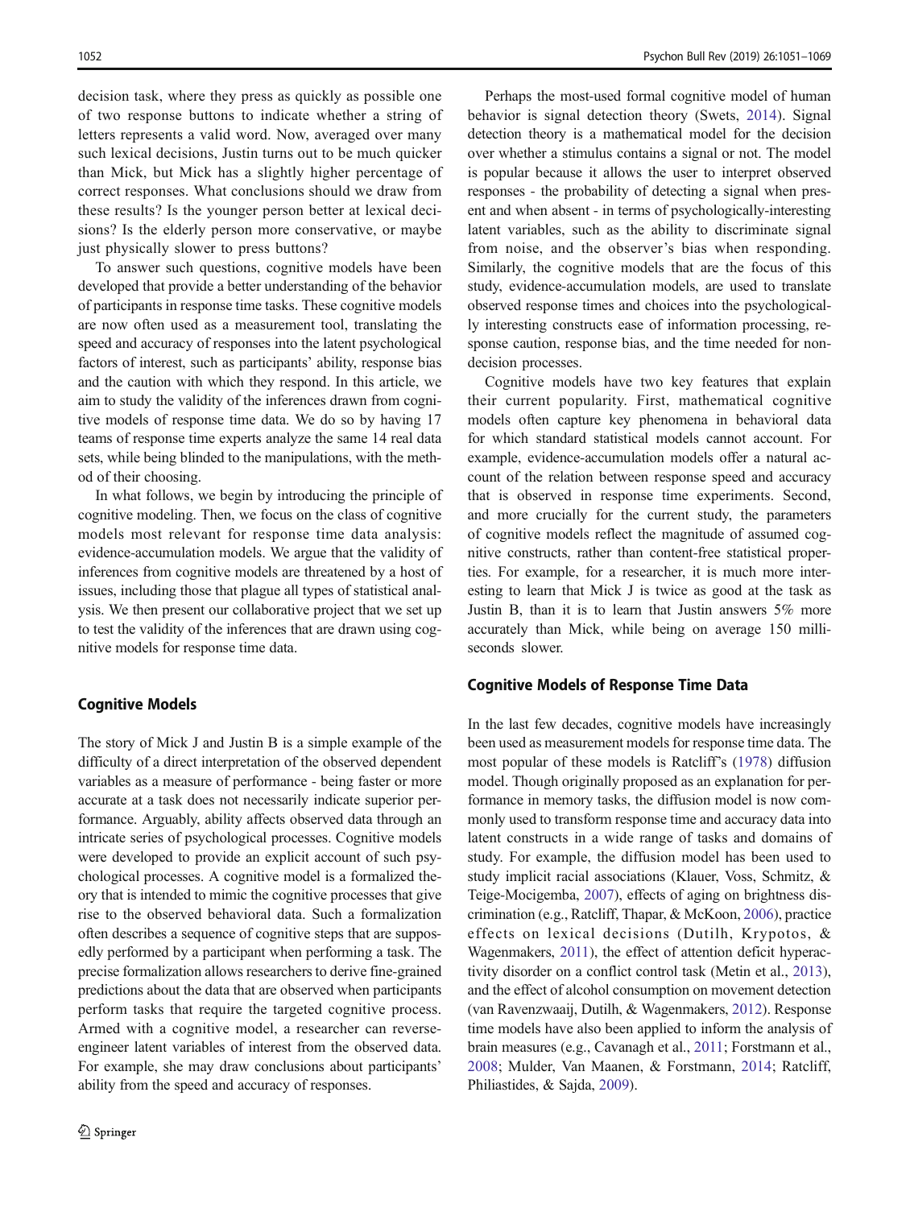decision task, where they press as quickly as possible one of two response buttons to indicate whether a string of letters represents a valid word. Now, averaged over many such lexical decisions, Justin turns out to be much quicker than Mick, but Mick has a slightly higher percentage of correct responses. What conclusions should we draw from these results? Is the younger person better at lexical decisions? Is the elderly person more conservative, or maybe just physically slower to press buttons?

To answer such questions, cognitive models have been developed that provide a better understanding of the behavior of participants in response time tasks. These cognitive models are now often used as a measurement tool, translating the speed and accuracy of responses into the latent psychological factors of interest, such as participants' ability, response bias and the caution with which they respond. In this article, we aim to study the validity of the inferences drawn from cognitive models of response time data. We do so by having 17 teams of response time experts analyze the same 14 real data sets, while being blinded to the manipulations, with the method of their choosing.

In what follows, we begin by introducing the principle of cognitive modeling. Then, we focus on the class of cognitive models most relevant for response time data analysis: evidence-accumulation models. We argue that the validity of inferences from cognitive models are threatened by a host of issues, including those that plague all types of statistical analysis. We then present our collaborative project that we set up to test the validity of the inferences that are drawn using cognitive models for response time data.

## Cognitive Models

The story of Mick J and Justin B is a simple example of the difficulty of a direct interpretation of the observed dependent variables as a measure of performance - being faster or more accurate at a task does not necessarily indicate superior performance. Arguably, ability affects observed data through an intricate series of psychological processes. Cognitive models were developed to provide an explicit account of such psychological processes. A cognitive model is a formalized theory that is intended to mimic the cognitive processes that give rise to the observed behavioral data. Such a formalization often describes a sequence of cognitive steps that are supposedly performed by a participant when performing a task. The precise formalization allows researchers to derive fine-grained predictions about the data that are observed when participants perform tasks that require the targeted cognitive process. Armed with a cognitive model, a researcher can reverse-engineer latent variables of interest from the observed data. For example, she may draw conclusions about participants' ability from the speed and accuracy of responses.

Perhaps the most-used formal cognitive model of human behavior is signal detection theory (Swets, 2014). Signal detection theory is a mathematical model for the decision over whether a stimulus contains a signal or not. The model is popular because it allows the user to interpret observed responses - the probability of detecting a signal when present and when absent - in terms of psychologically-interesting latent variables, such as the ability to discriminate signal from noise, and the observer's bias when responding. Similarly, the cognitive models that are the focus of this study, evidence-accumulation models, are used to translate observed response times and choices into the psychologically interesting constructs ease of information processing, response caution, response bias, and the time needed for non-decision processes.

Cognitive models have two key features that explain their current popularity. First, mathematical cognitive models often capture key phenomena in behavioral data for which standard statistical models cannot account. For example, evidence-accumulation models offer a natural account of the relation between response speed and accuracy that is observed in response time experiments. Second, and more crucially for the current study, the parameters of cognitive models reflect the magnitude of assumed cognitive constructs, rather than content-free statistical properties. For example, for a researcher, it is much more interesting to learn that Mick J is twice as good at the task as Justin B, than it is to learn that Justin answers 5% more accurately than Mick, while being on average 150 milliseconds slower.

## Cognitive Models of Response Time Data

In the last few decades, cognitive models have increasingly been used as measurement models for response time data. The most popular of these models is Ratcliff's (1978) diffusion model. Though originally proposed as an explanation for performance in memory tasks, the diffusion model is now commonly used to transform response time and accuracy data into latent constructs in a wide range of tasks and domains of study. For example, the diffusion model has been used to study implicit racial associations (Klauer, Voss, Schmitz, & Teige-Mocigemba, 2007), effects of aging on brightness discrimination (e.g., Ratcliff, Thapar, & McKoon, 2006), practice effects on lexical decisions (Dutilh, Krypotos, & Wagenmakers, 2011), the effect of attention deficit hyperactivity disorder on a conflict control task (Metin et al., 2013), and the effect of alcohol consumption on movement detection (van Ravenzwaaij, Dutilh, & Wagenmakers, 2012). Response time models have also been applied to inform the analysis of brain measures (e.g., Cavanagh et al., 2011; Forstmann et al., 2008; Mulder, Van Maanen, & Forstmann, 2014; Ratcliff, Philiastides, & Sajda, 2009).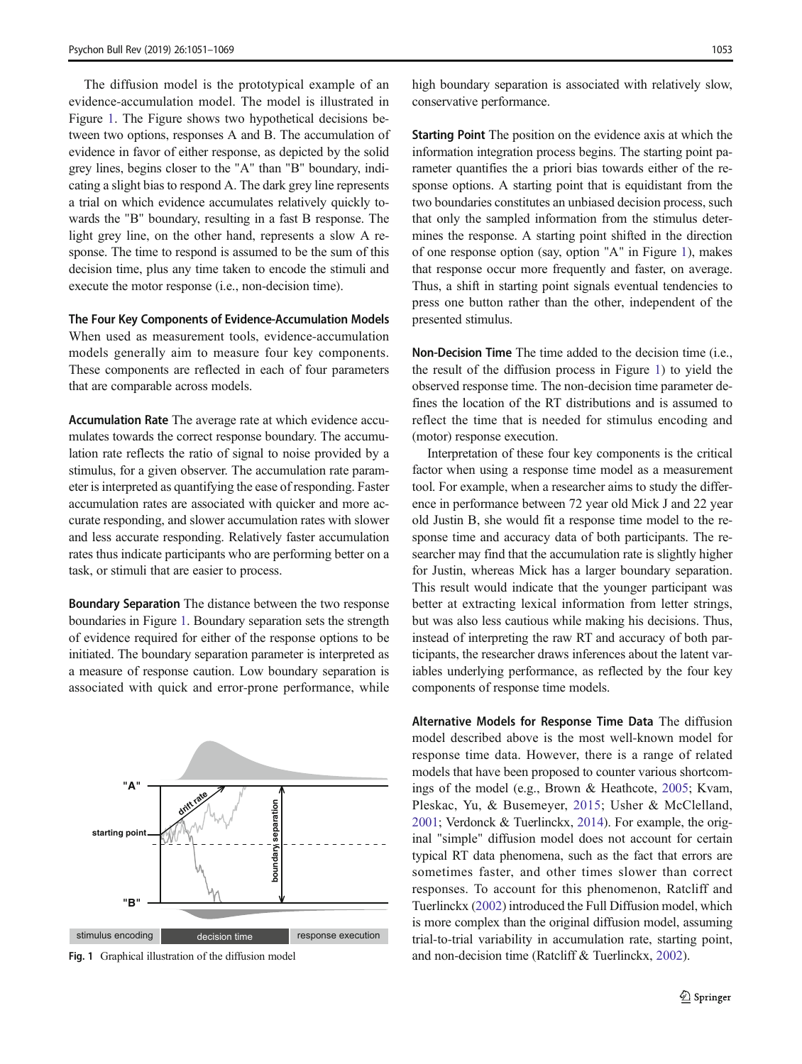The diffusion model is the prototypical example of an evidence-accumulation model. The model is illustrated in Figure 1. The Figure shows two hypothetical decisions between two options, responses A and B. The accumulation of evidence in favor of either response, as depicted by the solid grey lines, begins closer to the "A" than "B" boundary, indicating a slight bias to respond A. The dark grey line represents a trial on which evidence accumulates relatively quickly towards the "B" boundary, resulting in a fast B response. The light grey line, on the other hand, represents a slow A response. The time to respond is assumed to be the sum of this decision time, plus any time taken to encode the stimuli and execute the motor response (i.e., non-decision time).

**The Four Key Components of Evidence-Accumulation Models** When used as measurement tools, evidence-accumulation models generally aim to measure four key components. These components are reflected in each of four parameters that are comparable across models.

**Accumulation Rate** The average rate at which evidence accumulates towards the correct response boundary. The accumulation rate reflects the ratio of signal to noise provided by a stimulus, for a given observer. The accumulation rate parameter is interpreted as quantifying the ease of responding. Faster accumulation rates are associated with quicker and more accurate responding, and slower accumulation rates with slower and less accurate responding. Relatively faster accumulation rates thus indicate participants who are performing better on a task, or stimuli that are easier to process.

**Boundary Separation** The distance between the two response boundaries in Figure 1. Boundary separation sets the strength of evidence required for either of the response options to be initiated. The boundary separation parameter is interpreted as a measure of response caution. Low boundary separation is associated with quick and error-prone performance, while high boundary separation is associated with relatively slow, conservative performance.

"A"

drift rate

starting point

boundary separation

"B"

stimulus encoding

decision time

response execution

**Fig. 1** Graphical illustration of the diffusion model

**Starting Point** The position on the evidence axis at which the information integration process begins. The starting point parameter quantifies the a priori bias towards either of the response options. A starting point that is equidistant from the two boundaries constitutes an unbiased decision process, such that only the sampled information from the stimulus determines the response. A starting point shifted in the direction of one response option (say, option "A" in Figure 1), makes that response occur more frequently and faster, on average. Thus, a shift in starting point signals eventual tendencies to press one button rather than the other, independent of the presented stimulus.

**Non-Decision Time** The time added to the decision time (i.e., the result of the diffusion process in Figure 1) to yield the observed response time. The non-decision time parameter defines the location of the RT distributions and is assumed to reflect the time that is needed for stimulus encoding and (motor) response execution.

Interpretation of these four key components is the critical factor when using a response time model as a measurement tool. For example, when a researcher aims to study the difference in performance between 72 year old Mick J and 22 year old Justin B, she would fit a response time model to the response time and accuracy data of both participants. The researcher may find that the accumulation rate is slightly higher for Justin, whereas Mick has a larger boundary separation. This result would indicate that the younger participant was better at extracting lexical information from letter strings, but was also less cautious while making his decisions. Thus, instead of interpreting the raw RT and accuracy of both participants, the researcher draws inferences about the latent variables underlying performance, as reflected by the four key components of response time models.

**Alternative Models for Response Time Data** The diffusion model described above is the most well-known model for response time data. However, there is a range of related models that have been proposed to counter various shortcomings of the model (e.g., Brown & Heathcote, 2005; Kvam, Pleskac, Yu, & Busemeyer, 2015; Usher & McClelland, 2001; Verdonck & Tuerlinckx, 2014). For example, the original "simple" diffusion model does not account for certain typical RT data phenomena, such as the fact that errors are sometimes faster, and other times slower than correct responses. To account for this phenomenon, Ratcliff and Tuerlinckx (2002) introduced the Full Diffusion model, which is more complex than the original diffusion model, assuming trial-to-trial variability in accumulation rate, starting point, and non-decision time (Ratcliff & Tuerlinckx, 2002).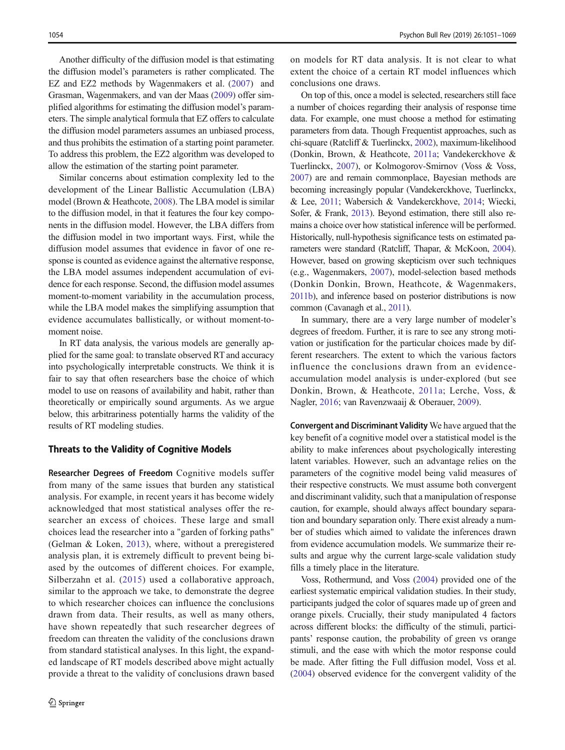Another difficulty of the diffusion model is that estimating the diffusion model's parameters is rather complicated. The EZ and EZ2 methods by Wagenmakers et al. (2007) and Grasman, Wagenmakers, and van der Maas (2009) offer simplified algorithms for estimating the diffusion model's parameters. The simple analytical formula that EZ offers to calculate the diffusion model parameters assumes an unbiased process, and thus prohibits the estimation of a starting point parameter. To address this problem, the EZ2 algorithm was developed to allow the estimation of the starting point parameter.

Similar concerns about estimation complexity led to the development of the Linear Ballistic Accumulation (LBA) model (Brown & Heathcote, 2008). The LBA model is similar to the diffusion model, in that it features the four key components in the diffusion model. However, the LBA differs from the diffusion model in two important ways. First, while the diffusion model assumes that evidence in favor of one response is counted as evidence against the alternative response, the LBA model assumes independent accumulation of evidence for each response. Second, the diffusion model assumes moment-to-moment variability in the accumulation process, while the LBA model makes the simplifying assumption that evidence accumulates ballistically, or without moment-to-moment noise.

In RT data analysis, the various models are generally applied for the same goal: to translate observed RT and accuracy into psychologically interpretable constructs. We think it is fair to say that often researchers base the choice of which model to use on reasons of availability and habit, rather than theoretically or empirically sound arguments. As we argue below, this arbitrariness potentially harms the validity of the results of RT modeling studies.

## Threats to the Validity of Cognitive Models

**Researcher Degrees of Freedom** Cognitive models suffer from many of the same issues that burden any statistical analysis. For example, in recent years it has become widely acknowledged that most statistical analyses offer the researcher an excess of choices. These large and small choices lead the researcher into a "garden of forking paths" (Gelman & Loken, 2013), where, without a preregistered analysis plan, it is extremely difficult to prevent being biased by the outcomes of different choices. For example, Silberzahn et al. (2015) used a collaborative approach, similar to the approach we take, to demonstrate the degree to which researcher choices can influence the conclusions drawn from data. Their results, as well as many others, have shown repeatedly that such researcher degrees of freedom can threaten the validity of the conclusions drawn from standard statistical analyses. In this light, the expanded landscape of RT models described above might actually provide a threat to the validity of conclusions drawn based on models for RT data analysis. It is not clear to what extent the choice of a certain RT model influences which conclusions one draws.

On top of this, once a model is selected, researchers still face a number of choices regarding their analysis of response time data. For example, one must choose a method for estimating parameters from data. Though Frequentist approaches, such as chi-square (Ratcliff & Tuerlinckx, 2002), maximum-likelihood (Donkin, Brown, & Heathcote, 2011a; Vandekerckhove & Tuerlinckx, 2007), or Kolmogorov-Smirnov (Voss & Voss, 2007) are and remain commonplace, Bayesian methods are becoming increasingly popular (Vandekerckhove, Tuerlinckx, & Lee, 2011; Wabersich & Vandekerckhove, 2014; Wiecki, Sofer, & Frank, 2013). Beyond estimation, there still also remains a choice over how statistical inference will be performed. Historically, null-hypothesis significance tests on estimated parameters were standard (Ratcliff, Thapar, & McKoon, 2004). However, based on growing skepticism over such techniques (e.g., Wagenmakers, 2007), model-selection based methods (Donkin Donkin, Brown, Heathcote, & Wagenmakers, 2011b), and inference based on posterior distributions is now common (Cavanagh et al., 2011).

In summary, there are a very large number of modeler's degrees of freedom. Further, it is rare to see any strong motivation or justification for the particular choices made by different researchers. The extent to which the various factors influence the conclusions drawn from an evidence-accumulation model analysis is under-explored (but see Donkin, Brown, & Heathcote, 2011a; Lerche, Voss, & Nagler, 2016; van Ravenzwaaij & Oberauer, 2009).

**Convergent and Discriminant Validity** We have argued that the key benefit of a cognitive model over a statistical model is the ability to make inferences about psychologically interesting latent variables. However, such an advantage relies on the parameters of the cognitive model being valid measures of their respective constructs. We must assume both convergent and discriminant validity, such that a manipulation of response caution, for example, should always affect boundary separation and boundary separation only. There exist already a number of studies which aimed to validate the inferences drawn from evidence accumulation models. We summarize their results and argue why the current large-scale validation study fills a timely place in the literature.

Voss, Rothermund, and Voss (2004) provided one of the earliest systematic empirical validation studies. In their study, participants judged the color of squares made up of green and orange pixels. Crucially, their study manipulated 4 factors across different blocks: the difficulty of the stimuli, participants' response caution, the probability of green vs orange stimuli, and the ease with which the motor response could be made. After fitting the Full diffusion model, Voss et al. (2004) observed evidence for the convergent validity of the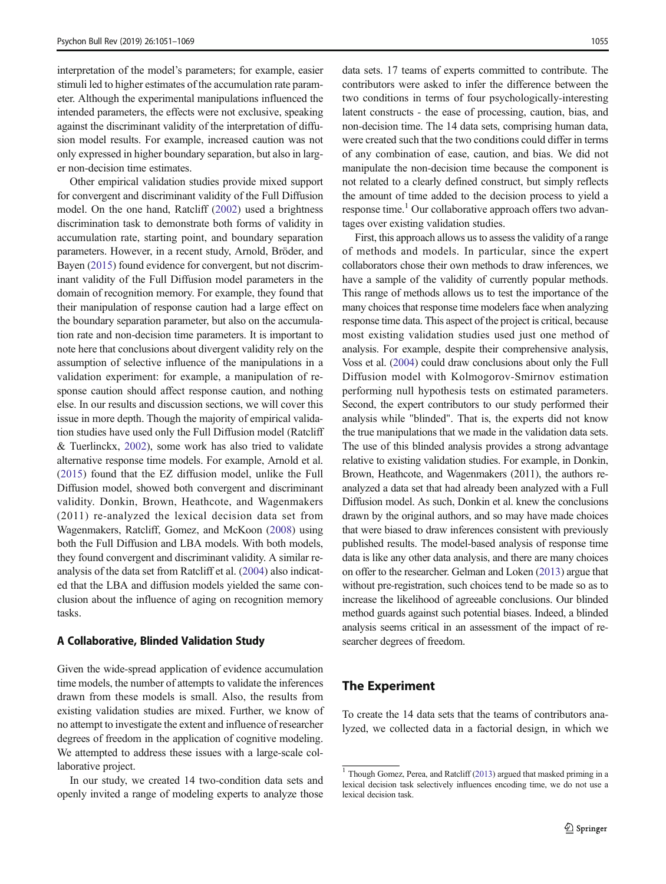interpretation of the model's parameters; for example, easier stimuli led to higher estimates of the accumulation rate parameter. Although the experimental manipulations influenced the intended parameters, the effects were not exclusive, speaking against the discriminant validity of the interpretation of diffusion model results. For example, increased caution was not only expressed in higher boundary separation, but also in larger non-decision time estimates.

Other empirical validation studies provide mixed support for convergent and discriminant validity of the Full Diffusion model. On the one hand, Ratcliff (2002) used a brightness discrimination task to demonstrate both forms of validity in accumulation rate, starting point, and boundary separation parameters. However, in a recent study, Arnold, Bröder, and Bayen (2015) found evidence for convergent, but not discriminant validity of the Full Diffusion model parameters in the domain of recognition memory. For example, they found that their manipulation of response caution had a large effect on the boundary separation parameter, but also on the accumulation rate and non-decision time parameters. It is important to note here that conclusions about divergent validity rely on the assumption of selective influence of the manipulations in a validation experiment: for example, a manipulation of response caution should affect response caution, and nothing else. In our results and discussion sections, we will cover this issue in more depth. Though the majority of empirical validation studies have used only the Full Diffusion model (Ratcliff & Tuerlinckx, 2002), some work has also tried to validate alternative response time models. For example, Arnold et al. (2015) found that the EZ diffusion model, unlike the Full Diffusion model, showed both convergent and discriminant validity. Donkin, Brown, Heathcote, and Wagenmakers (2011) re-analyzed the lexical decision data set from Wagenmakers, Ratcliff, Gomez, and McKoon (2008) using both the Full Diffusion and LBA models. With both models, they found convergent and discriminant validity. A similar re-analysis of the data set from Ratcliff et al. (2004) also indicated that the LBA and diffusion models yielded the same conclusion about the influence of aging on recognition memory tasks.

### A Collaborative, Blinded Validation Study

Given the wide-spread application of evidence accumulation time models, the number of attempts to validate the inferences drawn from these models is small. Also, the results from existing validation studies are mixed. Further, we know of no attempt to investigate the extent and influence of researcher degrees of freedom in the application of cognitive modeling. We attempted to address these issues with a large-scale collaborative project.

In our study, we created 14 two-condition data sets and openly invited a range of modeling experts to analyze those data sets. 17 teams of experts committed to contribute. The contributors were asked to infer the difference between the two conditions in terms of four psychologically-interesting latent constructs - the ease of processing, caution, bias, and non-decision time. The 14 data sets, comprising human data, were created such that the two conditions could differ in terms of any combination of ease, caution, and bias. We did not manipulate the non-decision time because the component is not related to a clearly defined construct, but simply reflects the amount of time added to the decision process to yield a response time.[1] Our collaborative approach offers two advantages over existing validation studies.

First, this approach allows us to assess the validity of a range of methods and models. In particular, since the expert collaborators chose their own methods to draw inferences, we have a sample of the validity of currently popular methods. This range of methods allows us to test the importance of the many choices that response time modelers face when analyzing response time data. This aspect of the project is critical, because most existing validation studies used just one method of analysis. For example, despite their comprehensive analysis, Voss et al. (2004) could draw conclusions about only the Full Diffusion model with Kolmogorov-Smirnov estimation performing null hypothesis tests on estimated parameters. Second, the expert contributors to our study performed their analysis while "blinded". That is, the experts did not know the true manipulations that we made in the validation data sets. The use of this blinded analysis provides a strong advantage relative to existing validation studies. For example, in Donkin, Brown, Heathcote, and Wagenmakers (2011), the authors re-analyzed a data set that had already been analyzed with a Full Diffusion model. As such, Donkin et al. knew the conclusions drawn by the original authors, and so may have made choices that were biased to draw inferences consistent with previously published results. The model-based analysis of response time data is like any other data analysis, and there are many choices on offer to the researcher. Gelman and Loken (2013) argue that without pre-registration, such choices tend to be made so as to increase the likelihood of agreeable conclusions. Our blinded method guards against such potential biases. Indeed, a blinded analysis seems critical in an assessment of the impact of researcher degrees of freedom.

## The Experiment

To create the 14 data sets that the teams of contributors analyzed, we collected data in a factorial design, in which we

[1] Though Gomez, Perea, and Ratcliff (2013) argued that masked priming in a lexical decision task selectively influences encoding time, we do not use a lexical decision task.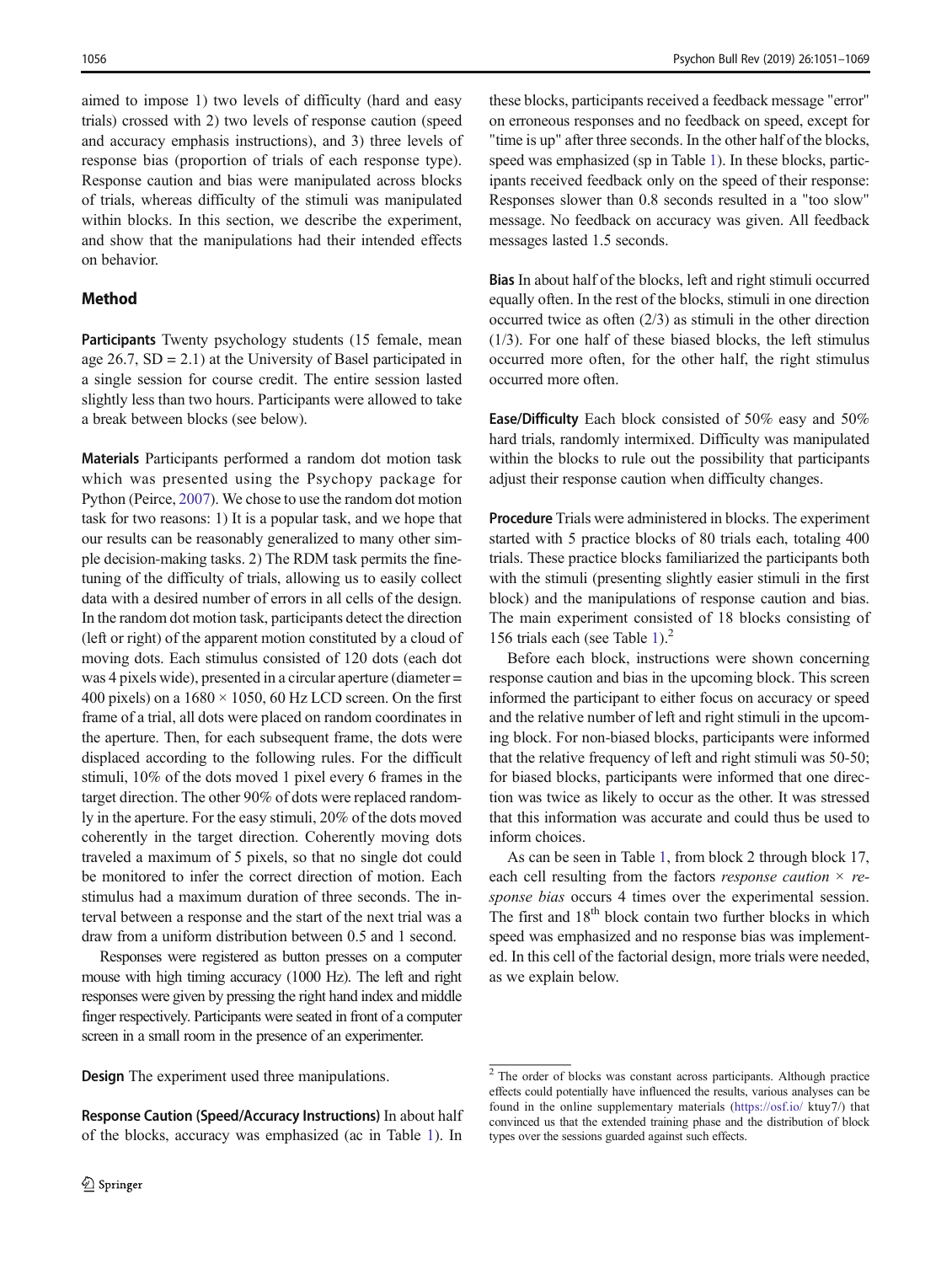aimed to impose 1) two levels of difficulty (hard and easy trials) crossed with 2) two levels of response caution (speed and accuracy emphasis instructions), and 3) three levels of response bias (proportion of trials of each response type). Response caution and bias were manipulated across blocks of trials, whereas difficulty of the stimuli was manipulated within blocks. In this section, we describe the experiment, and show that the manipulations had their intended effects on behavior.

## Method

**Participants** Twenty psychology students (15 female, mean age 26.7, SD = 2.1) at the University of Basel participated in a single session for course credit. The entire session lasted slightly less than two hours. Participants were allowed to take a break between blocks (see below).

**Materials** Participants performed a random dot motion task which was presented using the Psychopy package for Python (Peirce, 2007). We chose to use the random dot motion task for two reasons: 1) It is a popular task, and we hope that our results can be reasonably generalized to many other simple decision-making tasks. 2) The RDM task permits the fine-tuning of the difficulty of trials, allowing us to easily collect data with a desired number of errors in all cells of the design. In the random dot motion task, participants detect the direction (left or right) of the apparent motion constituted by a cloud of moving dots. Each stimulus consisted of 120 dots (each dot was 4 pixels wide), presented in a circular aperture (diameter = 400 pixels) on a 1680 × 1050, 60 Hz LCD screen. On the first frame of a trial, all dots were placed on random coordinates in the aperture. Then, for each subsequent frame, the dots were displaced according to the following rules. For the difficult stimuli, 10% of the dots moved 1 pixel every 6 frames in the target direction. The other 90% of dots were replaced randomly in the aperture. For the easy stimuli, 20% of the dots moved coherently in the target direction. Coherently moving dots traveled a maximum of 5 pixels, so that no single dot could be monitored to infer the correct direction of motion. Each stimulus had a maximum duration of three seconds. The interval between a response and the start of the next trial was a draw from a uniform distribution between 0.5 and 1 second.

Responses were registered as button presses on a computer mouse with high timing accuracy (1000 Hz). The left and right responses were given by pressing the right hand index and middle finger respectively. Participants were seated in front of a computer screen in a small room in the presence of an experimenter.

**Design** The experiment used three manipulations.

**Response Caution (Speed/Accuracy Instructions)** In about half of the blocks, accuracy was emphasized (ac in Table 1). In these blocks, participants received a feedback message "error" on erroneous responses and no feedback on speed, except for "time is up" after three seconds. In the other half of the blocks, speed was emphasized (sp in Table 1). In these blocks, participants received feedback only on the speed of their response: Responses slower than 0.8 seconds resulted in a "too slow" message. No feedback on accuracy was given. All feedback messages lasted 1.5 seconds.

**Bias** In about half of the blocks, left and right stimuli occurred equally often. In the rest of the blocks, stimuli in one direction occurred twice as often (2/3) as stimuli in the other direction (1/3). For one half of these biased blocks, the left stimulus occurred more often, for the other half, the right stimulus occurred more often.

**Ease/Difficulty** Each block consisted of 50% easy and 50% hard trials, randomly intermixed. Difficulty was manipulated within the blocks to rule out the possibility that participants adjust their response caution when difficulty changes.

**Procedure** Trials were administered in blocks. The experiment started with 5 practice blocks of 80 trials each, totaling 400 trials. These practice blocks familiarized the participants both with the stimuli (presenting slightly easier stimuli in the first block) and the manipulations of response caution and bias. The main experiment consisted of 18 blocks consisting of 156 trials each (see Table 1).[2]

Before each block, instructions were shown concerning response caution and bias in the upcoming block. This screen informed the participant to either focus on accuracy or speed and the relative number of left and right stimuli in the upcoming block. For non-biased blocks, participants were informed that the relative frequency of left and right stimuli was 50-50; for biased blocks, participants were informed that one direction was twice as likely to occur as the other. It was stressed that this information was accurate and could thus be used to inform choices.

As can be seen in Table 1, from block 2 through block 17, each cell resulting from the factors *response caution* × *response bias* occurs 4 times over the experimental session. The first and 18th block contain two further blocks in which speed was emphasized and no response bias was implemented. In this cell of the factorial design, more trials were needed, as we explain below.

---

[2] The order of blocks was constant across participants. Although practice effects could potentially have influenced the results, various analyses can be found in the online supplementary materials (https://osf.io/ ktuy7/) that convinced us that the extended training phase and the distribution of block types over the sessions guarded against such effects.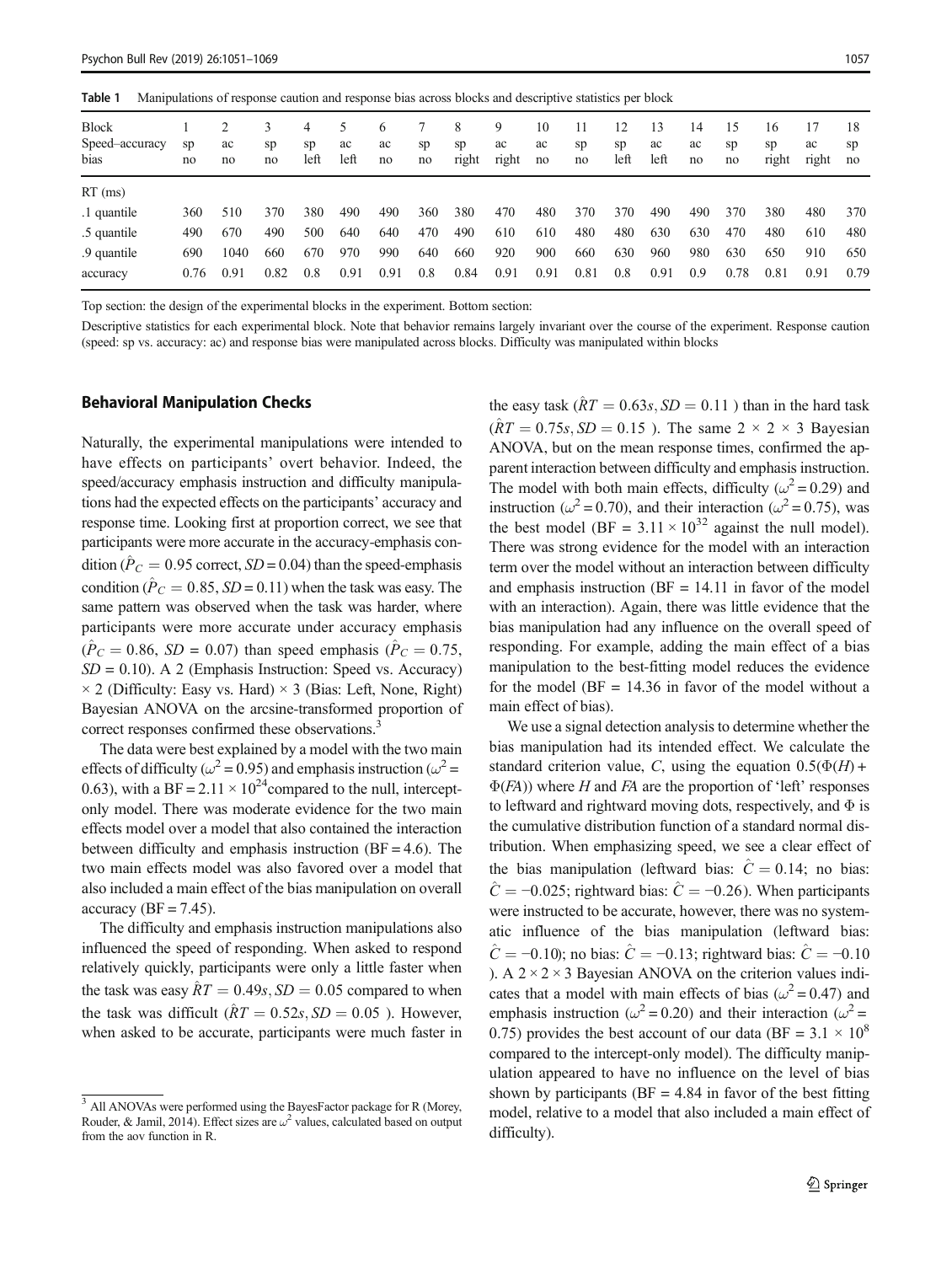**Table 1** Manipulations of response caution and response bias across blocks and descriptive statistics per block

| Block | 1 | 2 | 3 | 4 | 5 | 6 | 7 | 8 | 9 | 10 | 11 | 12 | 13 | 14 | 15 | 16 | 17 | 18 |
|---|---|---|---|---|---|---|---|---|---|---|---|---|---|---|---|---|---|---|
| Speed–accuracy | sp | ac | sp | sp | ac | ac | sp | sp | ac | ac | sp | sp | ac | ac | sp | sp | ac | sp |
| bias | no | no | no | left | left | no | no | right | right | no | no | left | left | no | no | right | right | no |
| RT (ms) | | | | | | | | | | | | | | | | | | |
| .1 quantile | 360 | 510 | 370 | 380 | 490 | 490 | 360 | 380 | 470 | 480 | 370 | 370 | 490 | 490 | 370 | 380 | 480 | 370 |
| .5 quantile | 490 | 670 | 490 | 500 | 640 | 640 | 470 | 490 | 610 | 610 | 480 | 480 | 630 | 630 | 470 | 480 | 610 | 480 |
| .9 quantile | 690 | 1040 | 660 | 670 | 970 | 990 | 640 | 660 | 920 | 900 | 660 | 630 | 960 | 980 | 630 | 650 | 910 | 650 |
| accuracy | 0.76 | 0.91 | 0.82 | 0.8 | 0.91 | 0.91 | 0.8 | 0.84 | 0.91 | 0.91 | 0.81 | 0.8 | 0.91 | 0.9 | 0.78 | 0.81 | 0.91 | 0.79 |

Top section: the design of the experimental blocks in the experiment. Bottom section:

Descriptive statistics for each experimental block. Note that behavior remains largely invariant over the course of the experiment. Response caution (speed: sp vs. accuracy: ac) and response bias were manipulated across blocks. Difficulty was manipulated within blocks

### Behavioral Manipulation Checks

Naturally, the experimental manipulations were intended to have effects on participants' overt behavior. Indeed, the speed/accuracy emphasis instruction and difficulty manipulations had the expected effects on the participants' accuracy and response time. Looking first at proportion correct, we see that participants were more accurate in the accuracy-emphasis condition ($\hat{P}_C = 0.95$ correct, $SD = 0.04$) than the speed-emphasis condition ($\hat{P}_C = 0.85$, $SD = 0.11$) when the task was easy. The same pattern was observed when the task was harder, where participants were more accurate under accuracy emphasis ($\hat{P}_C = 0.86$, $SD = 0.07$) than speed emphasis ($\hat{P}_C = 0.75$, $SD = 0.10$). A 2 (Emphasis Instruction: Speed vs. Accuracy) × 2 (Difficulty: Easy vs. Hard) × 3 (Bias: Left, None, Right) Bayesian ANOVA on the arcsine-transformed proportion of correct responses confirmed these observations.[3]

The data were best explained by a model with the two main effects of difficulty ($\omega^2 = 0.95$) and emphasis instruction ($\omega^2 = 0.63$), with a BF = $2.11 \times 10^{24}$ compared to the null, intercept-only model. There was moderate evidence for the two main effects model over a model that also contained the interaction between difficulty and emphasis instruction (BF = 4.6). The two main effects model was also favored over a model that also included a main effect of the bias manipulation on overall accuracy (BF = 7.45).

The difficulty and emphasis instruction manipulations also influenced the speed of responding. When asked to respond relatively quickly, participants were only a little faster when the task was easy $\hat{RT} = 0.49s, SD = 0.05$ compared to when the task was difficult ($\hat{RT} = 0.52s, SD = 0.05$ ). However, when asked to be accurate, participants were much faster in the easy task ($\hat{RT} = 0.63s, SD = 0.11$ ) than in the hard task ($\hat{RT} = 0.75s, SD = 0.15$ ). The same 2 × 2 × 3 Bayesian ANOVA, but on the mean response times, confirmed the apparent interaction between difficulty and emphasis instruction. The model with both main effects, difficulty ($\omega^2 = 0.29$) and instruction ($\omega^2 = 0.70$), and their interaction ($\omega^2 = 0.75$), was the best model (BF = $3.11 \times 10^{32}$ against the null model). There was strong evidence for the model with an interaction term over the model without an interaction between difficulty and emphasis instruction (BF = 14.11 in favor of the model with an interaction). Again, there was little evidence that the bias manipulation had any influence on the overall speed of responding. For example, adding the main effect of a bias manipulation to the best-fitting model reduces the evidence for the model (BF = 14.36 in favor of the model without a main effect of bias).

We use a signal detection analysis to determine whether the bias manipulation had its intended effect. We calculate the standard criterion value, $C$, using the equation $0.5(\Phi(H) + \Phi(FA))$ where $H$ and $FA$ are the proportion of 'left' responses to leftward and rightward moving dots, respectively, and $\Phi$ is the cumulative distribution function of a standard normal distribution. When emphasizing speed, we see a clear effect of the bias manipulation (leftward bias: $\hat{C} = 0.14$; no bias: $\hat{C} = -0.025$; rightward bias: $\hat{C} = -0.26$). When participants were instructed to be accurate, however, there was no systematic influence of the bias manipulation (leftward bias: $\hat{C} = -0.10$); no bias: $\hat{C} = -0.13$; rightward bias: $\hat{C} = -0.10$ ). A 2 × 2 × 3 Bayesian ANOVA on the criterion values indicates that a model with main effects of bias ($\omega^2 = 0.47$) and emphasis instruction ($\omega^2 = 0.20$) and their interaction ($\omega^2 = 0.75$) provides the best account of our data (BF = $3.1 \times 10^8$ compared to the intercept-only model). The difficulty manipulation appeared to have no influence on the level of bias shown by participants (BF = 4.84 in favor of the best fitting model, relative to a model that also included a main effect of difficulty).

[3] All ANOVAs were performed using the BayesFactor package for R (Morey, Rouder, & Jamil, 2014). Effect sizes are $\omega^2$ values, calculated based on output from the aov function in R.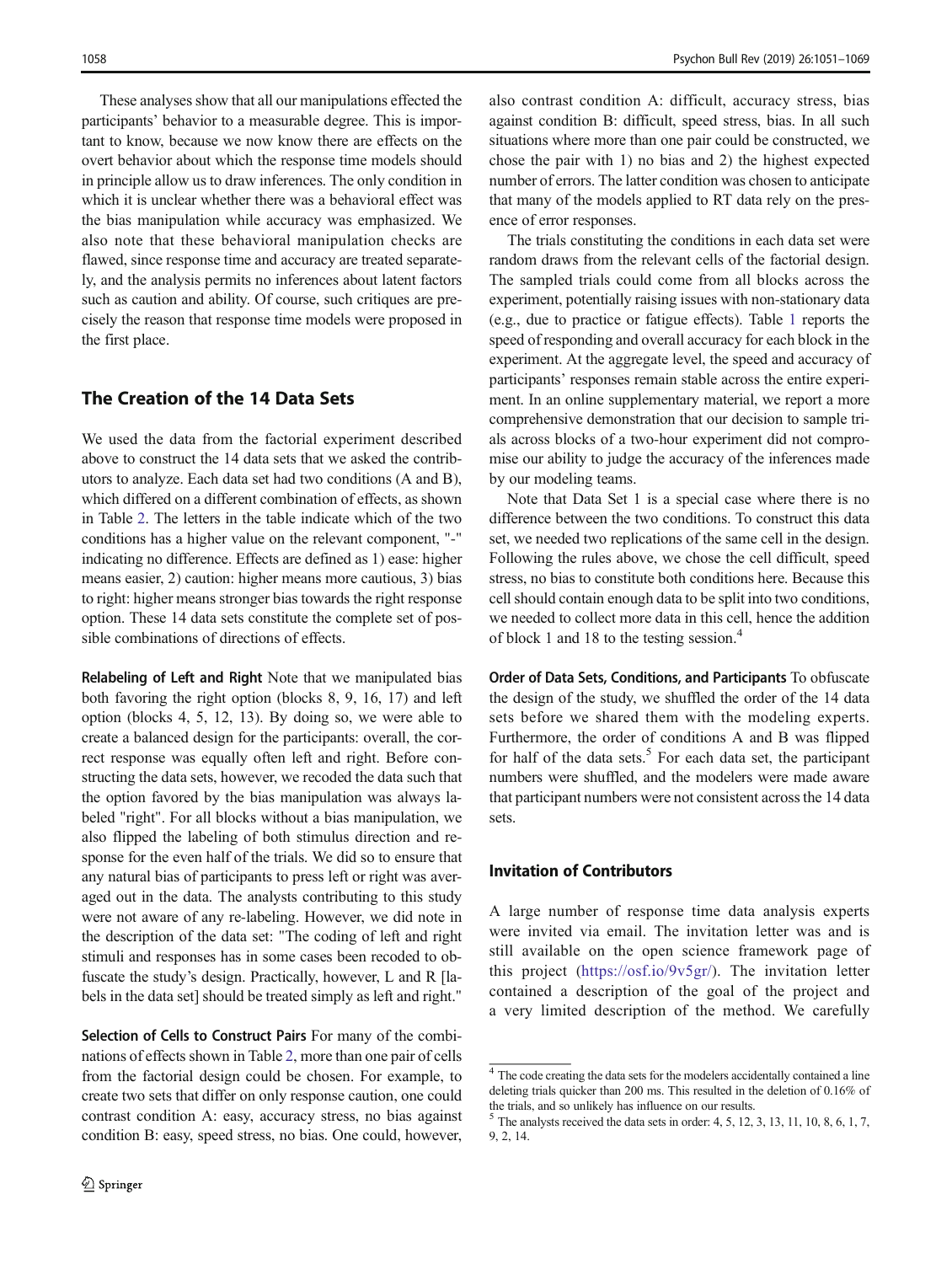These analyses show that all our manipulations effected the participants' behavior to a measurable degree. This is important to know, because we now know there are effects on the overt behavior about which the response time models should in principle allow us to draw inferences. The only condition in which it is unclear whether there was a behavioral effect was the bias manipulation while accuracy was emphasized. We also note that these behavioral manipulation checks are flawed, since response time and accuracy are treated separately, and the analysis permits no inferences about latent factors such as caution and ability. Of course, such critiques are precisely the reason that response time models were proposed in the first place.

## The Creation of the 14 Data Sets

We used the data from the factorial experiment described above to construct the 14 data sets that we asked the contributors to analyze. Each data set had two conditions (A and B), which differed on a different combination of effects, as shown in Table 2. The letters in the table indicate which of the two conditions has a higher value on the relevant component, "-" indicating no difference. Effects are defined as 1) ease: higher means easier, 2) caution: higher means more cautious, 3) bias to right: higher means stronger bias towards the right response option. These 14 data sets constitute the complete set of possible combinations of directions of effects.

**Relabeling of Left and Right** Note that we manipulated bias both favoring the right option (blocks 8, 9, 16, 17) and left option (blocks 4, 5, 12, 13). By doing so, we were able to create a balanced design for the participants: overall, the correct response was equally often left and right. Before constructing the data sets, however, we recoded the data such that the option favored by the bias manipulation was always labeled "right". For all blocks without a bias manipulation, we also flipped the labeling of both stimulus direction and response for the even half of the trials. We did so to ensure that any natural bias of participants to press left or right was averaged out in the data. The analysts contributing to this study were not aware of any re-labeling. However, we did note in the description of the data set: "The coding of left and right stimuli and responses has in some cases been recoded to obfuscate the study's design. Practically, however, L and R [labels in the data set] should be treated simply as left and right."

**Selection of Cells to Construct Pairs** For many of the combinations of effects shown in Table 2, more than one pair of cells from the factorial design could be chosen. For example, to create two sets that differ on only response caution, one could contrast condition A: easy, accuracy stress, no bias against condition B: easy, speed stress, no bias. One could, however, also contrast condition A: difficult, accuracy stress, bias against condition B: difficult, speed stress, bias. In all such situations where more than one pair could be constructed, we chose the pair with 1) no bias and 2) the highest expected number of errors. The latter condition was chosen to anticipate that many of the models applied to RT data rely on the presence of error responses.

The trials constituting the conditions in each data set were random draws from the relevant cells of the factorial design. The sampled trials could come from all blocks across the experiment, potentially raising issues with non-stationary data (e.g., due to practice or fatigue effects). Table 1 reports the speed of responding and overall accuracy for each block in the experiment. At the aggregate level, the speed and accuracy of participants' responses remain stable across the entire experiment. In an online supplementary material, we report a more comprehensive demonstration that our decision to sample trials across blocks of a two-hour experiment did not compromise our ability to judge the accuracy of the inferences made by our modeling teams.

Note that Data Set 1 is a special case where there is no difference between the two conditions. To construct this data set, we needed two replications of the same cell in the design. Following the rules above, we chose the cell difficult, speed stress, no bias to constitute both conditions here. Because this cell should contain enough data to be split into two conditions, we needed to collect more data in this cell, hence the addition of block 1 and 18 to the testing session.[4]

**Order of Data Sets, Conditions, and Participants** To obfuscate the design of the study, we shuffled the order of the 14 data sets before we shared them with the modeling experts. Furthermore, the order of conditions A and B was flipped for half of the data sets.[5] For each data set, the participant numbers were shuffled, and the modelers were made aware that participant numbers were not consistent across the 14 data sets.

### Invitation of Contributors

A large number of response time data analysis experts were invited via email. The invitation letter was and is still available on the open science framework page of this project (https://osf.io/9v5gr/). The invitation letter contained a description of the goal of the project and a very limited description of the method. We carefully

---

[4] The code creating the data sets for the modelers accidentally contained a line deleting trials quicker than 200 ms. This resulted in the deletion of 0.16% of the trials, and so unlikely has influence on our results.

[5] The analysts received the data sets in order: 4, 5, 12, 3, 13, 11, 10, 8, 6, 1, 7, 9, 2, 14.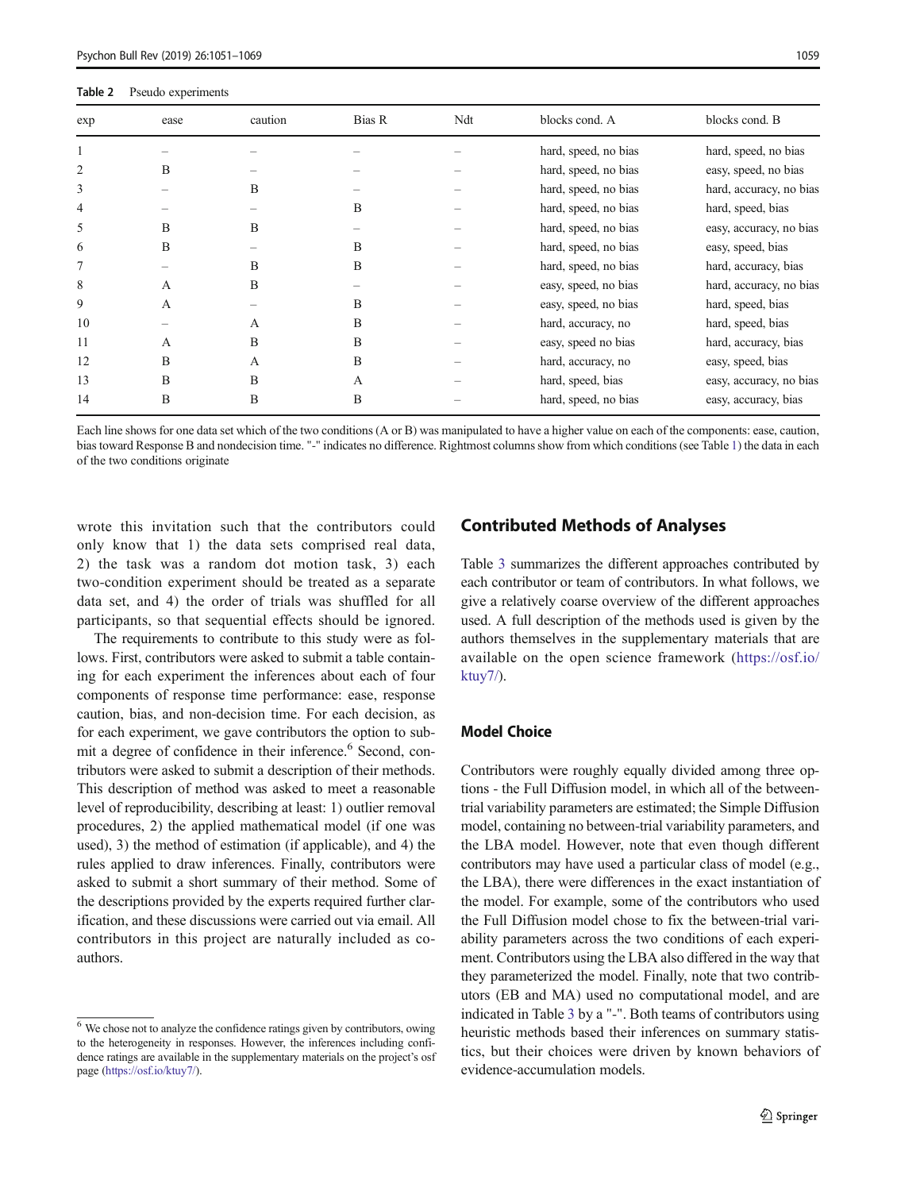**Table 2** Pseudo experiments

| exp | ease | caution | Bias R | Ndt | blocks cond. A | blocks cond. B |
|---|---|---|---|---|---|---|
| 1 | – | – | – | – | hard, speed, no bias | hard, speed, no bias |
| 2 | B | – | – | – | hard, speed, no bias | easy, speed, no bias |
| 3 | – | B | – | – | hard, speed, no bias | hard, accuracy, no bias |
| 4 | – | – | B | – | hard, speed, no bias | hard, speed, bias |
| 5 | B | B | – | – | hard, speed, no bias | easy, accuracy, no bias |
| 6 | B | – | B | – | hard, speed, no bias | easy, speed, bias |
| 7 | – | B | B | – | hard, speed, no bias | hard, accuracy, bias |
| 8 | A | B | – | – | easy, speed, no bias | hard, accuracy, no bias |
| 9 | A | – | B | – | easy, speed, no bias | hard, speed, bias |
| 10 | – | A | B | – | hard, accuracy, no | hard, speed, bias |
| 11 | A | B | B | – | easy, speed no bias | hard, accuracy, bias |
| 12 | B | A | B | – | hard, accuracy, no | easy, speed, bias |
| 13 | B | B | A | – | hard, speed, bias | easy, accuracy, no bias |
| 14 | B | B | B | – | hard, speed, no bias | easy, accuracy, bias |

Each line shows for one data set which of the two conditions (A or B) was manipulated to have a higher value on each of the components: ease, caution, bias toward Response B and nondecision time. "-" indicates no difference. Rightmost columns show from which conditions (see Table 1) the data in each of the two conditions originate

wrote this invitation such that the contributors could only know that 1) the data sets comprised real data, 2) the task was a random dot motion task, 3) each two-condition experiment should be treated as a separate data set, and 4) the order of trials was shuffled for all participants, so that sequential effects should be ignored.

The requirements to contribute to this study were as follows. First, contributors were asked to submit a table containing for each experiment the inferences about each of four components of response time performance: ease, response caution, bias, and non-decision time. For each decision, as for each experiment, we gave contributors the option to submit a degree of confidence in their inference.[6] Second, contributors were asked to submit a description of their methods. This description of method was asked to meet a reasonable level of reproducibility, describing at least: 1) outlier removal procedures, 2) the applied mathematical model (if one was used), 3) the method of estimation (if applicable), and 4) the rules applied to draw inferences. Finally, contributors were asked to submit a short summary of their method. Some of the descriptions provided by the experts required further clarification, and these discussions were carried out via email. All contributors in this project are naturally included as co-authors.

[6] We chose not to analyze the confidence ratings given by contributors, owing to the heterogeneity in responses. However, the inferences including confidence ratings are available in the supplementary materials on the project's osf page (https://osf.io/ktuy7/).

## Contributed Methods of Analyses

Table 3 summarizes the different approaches contributed by each contributor or team of contributors. In what follows, we give a relatively coarse overview of the different approaches used. A full description of the methods used is given by the authors themselves in the supplementary materials that are available on the open science framework (https://osf.io/ktuy7/).

### Model Choice

Contributors were roughly equally divided among three options - the Full Diffusion model, in which all of the between-trial variability parameters are estimated; the Simple Diffusion model, containing no between-trial variability parameters, and the LBA model. However, note that even though different contributors may have used a particular class of model (e.g., the LBA), there were differences in the exact instantiation of the model. For example, some of the contributors who used the Full Diffusion model chose to fix the between-trial variability parameters across the two conditions of each experiment. Contributors using the LBA also differed in the way that they parameterized the model. Finally, note that two contributors (EB and MA) used no computational model, and are indicated in Table 3 by a "-". Both teams of contributors using heuristic methods based their inferences on summary statistics, but their choices were driven by known behaviors of evidence-accumulation models.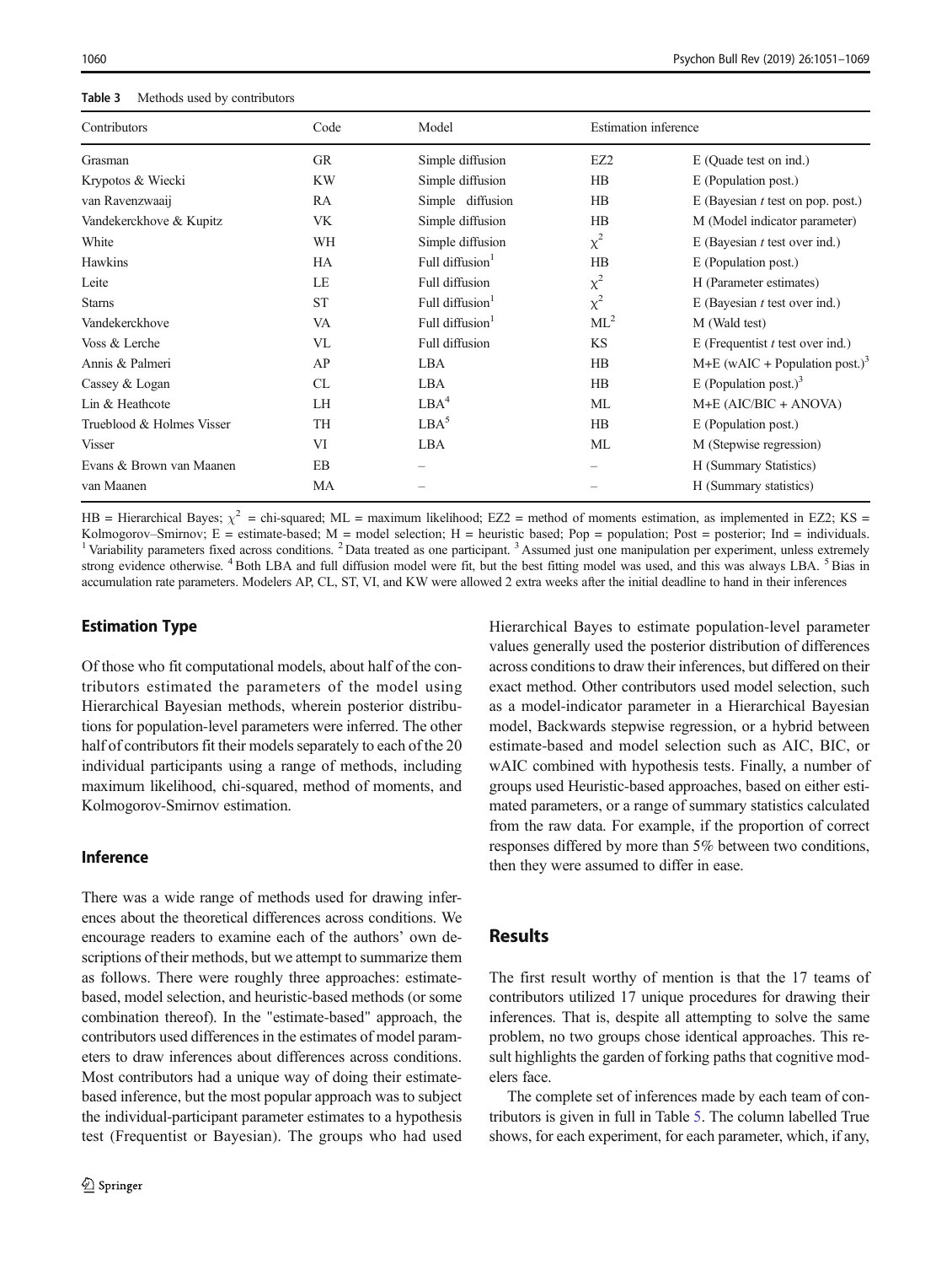**Table 3** Methods used by contributors

| Contributors | Code | Model | Estimation inference | |
|---|---|---|---|---|
| Grasman | GR | Simple diffusion | EZ2 | E (Quade test on ind.) |
| Krypotos & Wiecki | KW | Simple diffusion | HB | E (Population post.) |
| van Ravenzwaaij | RA | Simple diffusion | HB | E (Bayesian *t* test on pop. post.) |
| Vandekerckhove & Kupitz | VK | Simple diffusion | HB | M (Model indicator parameter) |
| White | WH | Simple diffusion | $\chi^2$ | E (Bayesian *t* test over ind.) |
| Hawkins | HA | Full diffusion[1] | HB | E (Population post.) |
| Leite | LE | Full diffusion | $\chi^2$ | H (Parameter estimates) |
| Starns | ST | Full diffusion[1] | $\chi^2$ | E (Bayesian *t* test over ind.) |
| Vandekerckhove | VA | Full diffusion[1] | ML[2] | M (Wald test) |
| Voss & Lerche | VL | Full diffusion | KS | E (Frequentist *t* test over ind.) |
| Annis & Palmeri | AP | LBA | HB | M+E (wAIC + Population post.)[3] |
| Cassey & Logan | CL | LBA | HB | E (Population post.)[3] |
| Lin & Heathcote | LH | LBA[4] | ML | M+E (AIC/BIC + ANOVA) |
| Trueblood & Holmes Visser | TH | LBA[5] | HB | E (Population post.) |
| Visser | VI | LBA | ML | M (Stepwise regression) |
| Evans & Brown van Maanen | EB | – | – | H (Summary Statistics) |
| van Maanen | MA | – | – | H (Summary statistics) |

HB = Hierarchical Bayes; $\chi^2$ = chi-squared; ML = maximum likelihood; EZ2 = method of moments estimation, as implemented in EZ2; KS = Kolmogorov–Smirnov; E = estimate-based; M = model selection; H = heuristic based; Pop = population; Post = posterior; Ind = individuals. [1] Variability parameters fixed across conditions. [2] Data treated as one participant. [3] Assumed just one manipulation per experiment, unless extremely strong evidence otherwise. [4] Both LBA and full diffusion model were fit, but the best fitting model was used, and this was always LBA. [5] Bias in accumulation rate parameters. Modelers AP, CL, ST, VI, and KW were allowed 2 extra weeks after the initial deadline to hand in their inferences

### Estimation Type

Of those who fit computational models, about half of the contributors estimated the parameters of the model using Hierarchical Bayesian methods, wherein posterior distributions for population-level parameters were inferred. The other half of contributors fit their models separately to each of the 20 individual participants using a range of methods, including maximum likelihood, chi-squared, method of moments, and Kolmogorov-Smirnov estimation.

### Inference

There was a wide range of methods used for drawing inferences about the theoretical differences across conditions. We encourage readers to examine each of the authors' own descriptions of their methods, but we attempt to summarize them as follows. There were roughly three approaches: estimate-based, model selection, and heuristic-based methods (or some combination thereof). In the "estimate-based" approach, the contributors used differences in the estimates of model parameters to draw inferences about differences across conditions. Most contributors had a unique way of doing their estimate-based inference, but the most popular approach was to subject the individual-participant parameter estimates to a hypothesis test (Frequentist or Bayesian). The groups who had used Hierarchical Bayes to estimate population-level parameter values generally used the posterior distribution of differences across conditions to draw their inferences, but differed on their exact method. Other contributors used model selection, such as a model-indicator parameter in a Hierarchical Bayesian model, Backwards stepwise regression, or a hybrid between estimate-based and model selection such as AIC, BIC, or wAIC combined with hypothesis tests. Finally, a number of groups used Heuristic-based approaches, based on either estimated parameters, or a range of summary statistics calculated from the raw data. For example, if the proportion of correct responses differed by more than 5% between two conditions, then they were assumed to differ in ease.

## Results

The first result worthy of mention is that the 17 teams of contributors utilized 17 unique procedures for drawing their inferences. That is, despite all attempting to solve the same problem, no two groups chose identical approaches. This result highlights the garden of forking paths that cognitive modelers face.

The complete set of inferences made by each team of contributors is given in full in Table 5. The column labelled True shows, for each experiment, for each parameter, which, if any,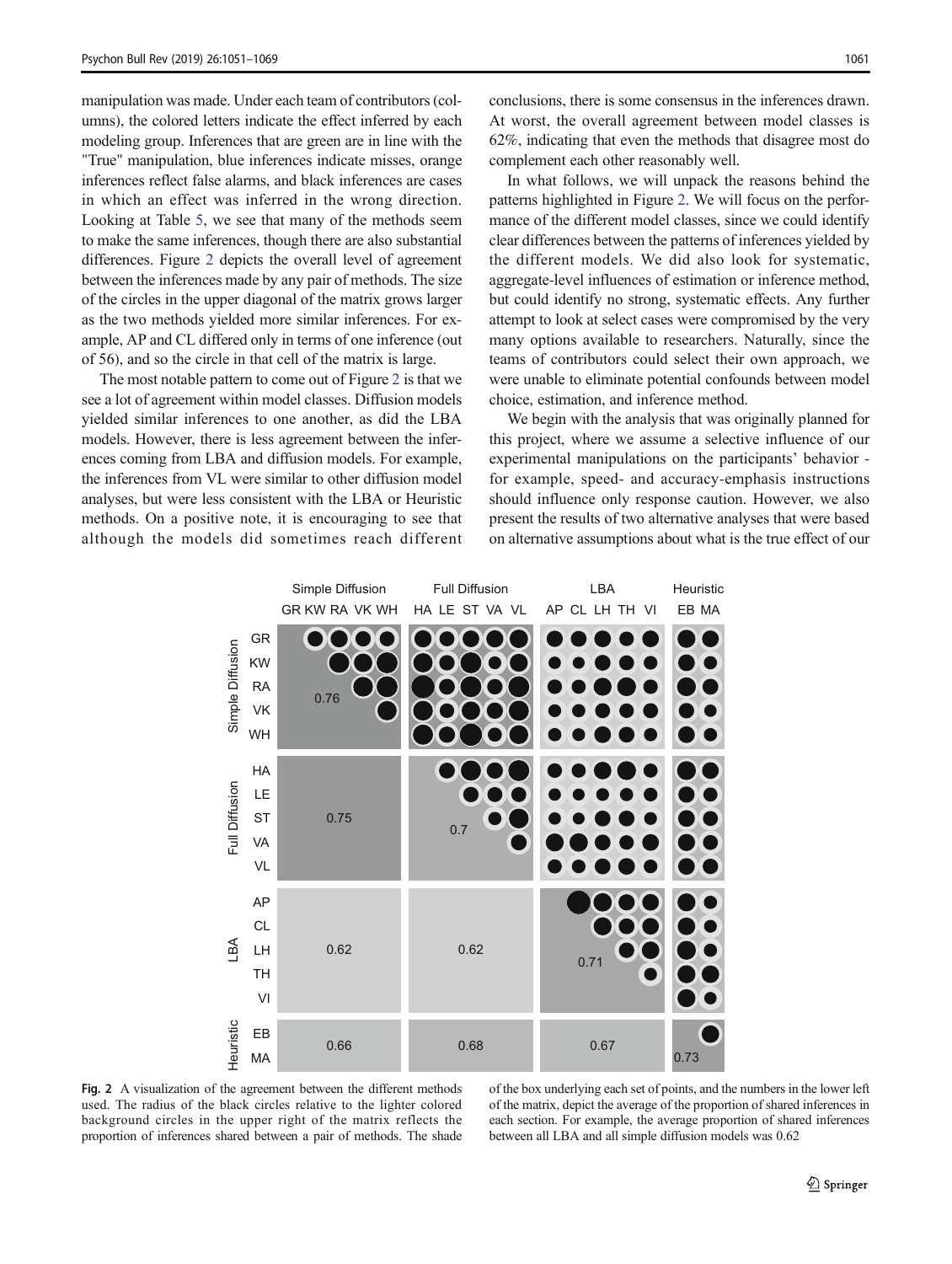manipulation was made. Under each team of contributors (columns), the colored letters indicate the effect inferred by each modeling group. Inferences that are green are in line with the "True" manipulation, blue inferences indicate misses, orange inferences reflect false alarms, and black inferences are cases in which an effect was inferred in the wrong direction. Looking at Table 5, we see that many of the methods seem to make the same inferences, though there are also substantial differences. Figure 2 depicts the overall level of agreement between the inferences made by any pair of methods. The size of the circles in the upper diagonal of the matrix grows larger as the two methods yielded more similar inferences. For example, AP and CL differed only in terms of one inference (out of 56), and so the circle in that cell of the matrix is large.

The most notable pattern to come out of Figure 2 is that we see a lot of agreement within model classes. Diffusion models yielded similar inferences to one another, as did the LBA models. However, there is less agreement between the inferences coming from LBA and diffusion models. For example, the inferences from VL were similar to other diffusion model analyses, but were less consistent with the LBA or Heuristic methods. On a positive note, it is encouraging to see that although the models did sometimes reach different conclusions, there is some consensus in the inferences drawn. At worst, the overall agreement between model classes is 62%, indicating that even the methods that disagree most do complement each other reasonably well.

In what follows, we will unpack the reasons behind the patterns highlighted in Figure 2. We will focus on the performance of the different model classes, since we could identify clear differences between the patterns of inferences yielded by the different models. We did also look for systematic, aggregate-level influences of estimation or inference method, but could identify no strong, systematic effects. Any further attempt to look at select cases were compromised by the very many options available to researchers. Naturally, since the teams of contributors could select their own approach, we were unable to eliminate potential confounds between model choice, estimation, and inference method.

We begin with the analysis that was originally planned for this project, where we assume a selective influence of our experimental manipulations on the participants' behavior - for example, speed- and accuracy-emphasis instructions should influence only response caution. However, we also present the results of two alternative analyses that were based on alternative assumptions about what is the true effect of our

**Fig. 2** A visualization of the agreement between the different methods used. The radius of the black circles relative to the lighter colored background circles in the upper right of the matrix reflects the proportion of inferences shared between a pair of methods. The shade of the box underlying each set of points, and the numbers in the lower left of the matrix, depict the average of the proportion of shared inferences in each section. For example, the average proportion of shared inferences between all LBA and all simple diffusion models was 0.62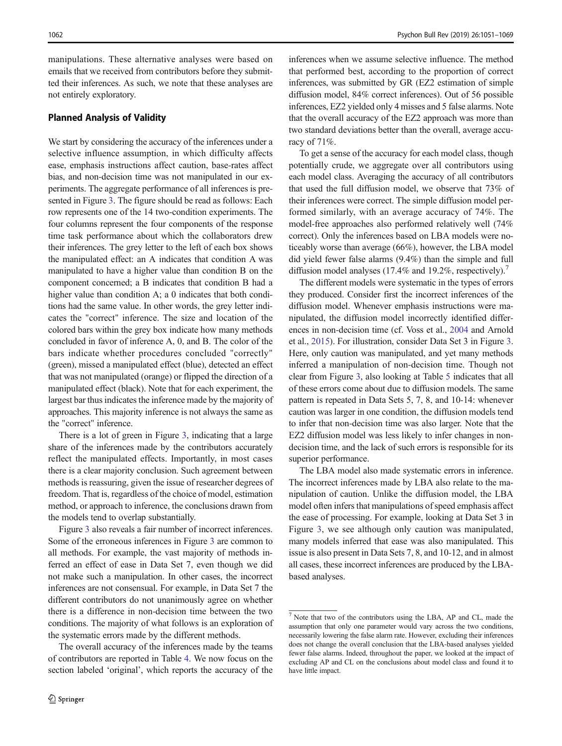manipulations. These alternative analyses were based on emails that we received from contributors before they submitted their inferences. As such, we note that these analyses are not entirely exploratory.

## Planned Analysis of Validity

We start by considering the accuracy of the inferences under a selective influence assumption, in which difficulty affects ease, emphasis instructions affect caution, base-rates affect bias, and non-decision time was not manipulated in our experiments. The aggregate performance of all inferences is presented in Figure 3. The figure should be read as follows: Each row represents one of the 14 two-condition experiments. The four columns represent the four components of the response time task performance about which the collaborators drew their inferences. The grey letter to the left of each box shows the manipulated effect: an A indicates that condition A was manipulated to have a higher value than condition B on the component concerned; a B indicates that condition B had a higher value than condition A; a 0 indicates that both conditions had the same value. In other words, the grey letter indicates the "correct" inference. The size and location of the colored bars within the grey box indicate how many methods concluded in favor of inference A, 0, and B. The color of the bars indicate whether procedures concluded "correctly" (green), missed a manipulated effect (blue), detected an effect that was not manipulated (orange) or flipped the direction of a manipulated effect (black). Note that for each experiment, the largest bar thus indicates the inference made by the majority of approaches. This majority inference is not always the same as the "correct" inference.

There is a lot of green in Figure 3, indicating that a large share of the inferences made by the contributors accurately reflect the manipulated effects. Importantly, in most cases there is a clear majority conclusion. Such agreement between methods is reassuring, given the issue of researcher degrees of freedom. That is, regardless of the choice of model, estimation method, or approach to inference, the conclusions drawn from the models tend to overlap substantially.

Figure 3 also reveals a fair number of incorrect inferences. Some of the erroneous inferences in Figure 3 are common to all methods. For example, the vast majority of methods inferred an effect of ease in Data Set 7, even though we did not make such a manipulation. In other cases, the incorrect inferences are not consensual. For example, in Data Set 7 the different contributors do not unanimously agree on whether there is a difference in non-decision time between the two conditions. The majority of what follows is an exploration of the systematic errors made by the different methods.

The overall accuracy of the inferences made by the teams of contributors are reported in Table 4. We now focus on the section labeled 'original', which reports the accuracy of the inferences when we assume selective influence. The method that performed best, according to the proportion of correct inferences, was submitted by GR (EZ2 estimation of simple diffusion model, 84% correct inferences). Out of 56 possible inferences, EZ2 yielded only 4 misses and 5 false alarms. Note that the overall accuracy of the EZ2 approach was more than two standard deviations better than the overall, average accuracy of 71%.

To get a sense of the accuracy for each model class, though potentially crude, we aggregate over all contributors using each model class. Averaging the accuracy of all contributors that used the full diffusion model, we observe that 73% of their inferences were correct. The simple diffusion model performed similarly, with an average accuracy of 74%. The model-free approaches also performed relatively well (74% correct). Only the inferences based on LBA models were noticeably worse than average (66%), however, the LBA model did yield fewer false alarms (9.4%) than the simple and full diffusion model analyses (17.4% and 19.2%, respectively).[7]

The different models were systematic in the types of errors they produced. Consider first the incorrect inferences of the diffusion model. Whenever emphasis instructions were manipulated, the diffusion model incorrectly identified differences in non-decision time (cf. Voss et al., 2004 and Arnold et al., 2015). For illustration, consider Data Set 3 in Figure 3. Here, only caution was manipulated, and yet many methods inferred a manipulation of non-decision time. Though not clear from Figure 3, also looking at Table 5 indicates that all of these errors come about due to diffusion models. The same pattern is repeated in Data Sets 5, 7, 8, and 10-14: whenever caution was larger in one condition, the diffusion models tend to infer that non-decision time was also larger. Note that the EZ2 diffusion model was less likely to infer changes in non-decision time, and the lack of such errors is responsible for its superior performance.

The LBA model also made systematic errors in inference. The incorrect inferences made by LBA also relate to the manipulation of caution. Unlike the diffusion model, the LBA model often infers that manipulations of speed emphasis affect the ease of processing. For example, looking at Data Set 3 in Figure 3, we see although only caution was manipulated, many models inferred that ease was also manipulated. This issue is also present in Data Sets 7, 8, and 10-12, and in almost all cases, these incorrect inferences are produced by the LBA-based analyses.

[7] Note that two of the contributors using the LBA, AP and CL, made the assumption that only one parameter would vary across the two conditions, necessarily lowering the false alarm rate. However, excluding their inferences does not change the overall conclusion that the LBA-based analyses yielded fewer false alarms. Indeed, throughout the paper, we looked at the impact of excluding AP and CL on the conclusions about model class and found it to have little impact.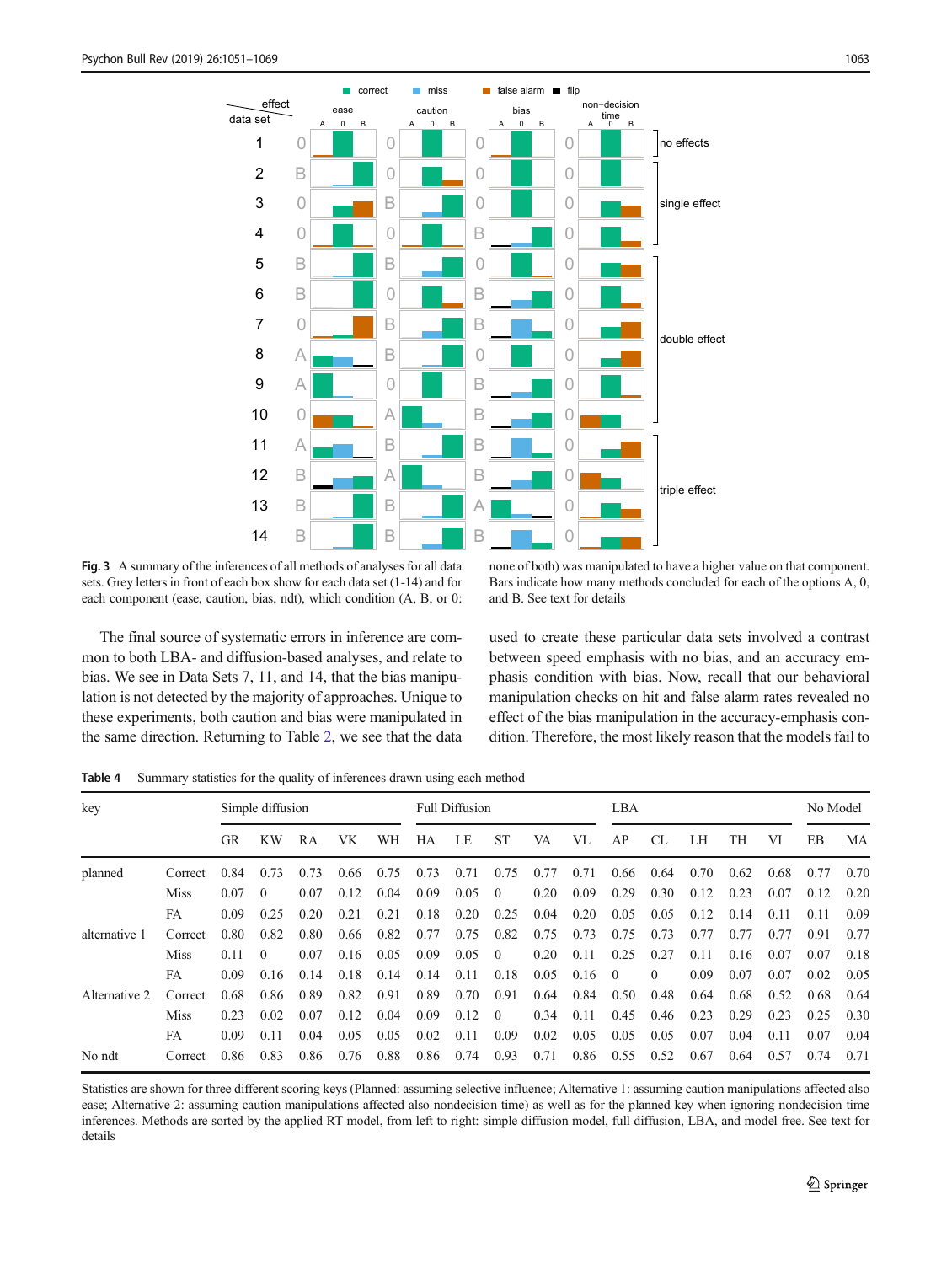**Fig. 3** A summary of the inferences of all methods of analyses for all data sets. Grey letters in front of each box show for each data set (1-14) and for each component (ease, caution, bias, ndt), which condition (A, B, or 0: none of both) was manipulated to have a higher value on that component. Bars indicate how many methods concluded for each of the options A, 0, and B. See text for details

The final source of systematic errors in inference are common to both LBA- and diffusion-based analyses, and relate to bias. We see in Data Sets 7, 11, and 14, that the bias manipulation is not detected by the majority of approaches. Unique to these experiments, both caution and bias were manipulated in the same direction. Returning to Table 2, we see that the data used to create these particular data sets involved a contrast between speed emphasis with no bias, and an accuracy emphasis condition with bias. Now, recall that our behavioral manipulation checks on hit and false alarm rates revealed no effect of the bias manipulation in the accuracy-emphasis condition. Therefore, the most likely reason that the models fail to

**Table 4** Summary statistics for the quality of inferences drawn using each method

| key | | Simple diffusion | | | | | Full Diffusion | | | | | LBA | | | | | No Model | |
|---|---|---|---|---|---|---|---|---|---|---|---|---|---|---|---|---|---|---|
| | | GR | KW | RA | VK | WH | HA | LE | ST | VA | VL | AP | CL | LH | TH | VI | EB | MA |
| planned | Correct | 0.84 | 0.73 | 0.73 | 0.66 | 0.75 | 0.73 | 0.71 | 0.75 | 0.77 | 0.71 | 0.66 | 0.64 | 0.70 | 0.62 | 0.68 | 0.77 | 0.70 |
| | Miss | 0.07 | 0 | 0.07 | 0.12 | 0.04 | 0.09 | 0.05 | 0 | 0.20 | 0.09 | 0.29 | 0.30 | 0.12 | 0.23 | 0.07 | 0.12 | 0.20 |
| | FA | 0.09 | 0.25 | 0.20 | 0.21 | 0.21 | 0.18 | 0.20 | 0.25 | 0.04 | 0.20 | 0.05 | 0.05 | 0.12 | 0.14 | 0.11 | 0.11 | 0.09 |
| alternative 1 | Correct | 0.80 | 0.82 | 0.80 | 0.66 | 0.82 | 0.77 | 0.75 | 0.82 | 0.75 | 0.73 | 0.75 | 0.73 | 0.77 | 0.77 | 0.77 | 0.91 | 0.77 |
| | Miss | 0.11 | 0 | 0.07 | 0.16 | 0.05 | 0.09 | 0.05 | 0 | 0.20 | 0.11 | 0.25 | 0.27 | 0.11 | 0.16 | 0.07 | 0.07 | 0.18 |
| | FA | 0.09 | 0.16 | 0.14 | 0.18 | 0.14 | 0.14 | 0.11 | 0.18 | 0.05 | 0.16 | 0 | 0 | 0.09 | 0.07 | 0.07 | 0.02 | 0.05 |
| Alternative 2 | Correct | 0.68 | 0.86 | 0.89 | 0.82 | 0.91 | 0.89 | 0.70 | 0.91 | 0.64 | 0.84 | 0.50 | 0.48 | 0.64 | 0.68 | 0.52 | 0.68 | 0.64 |
| | Miss | 0.23 | 0.02 | 0.07 | 0.12 | 0.04 | 0.09 | 0.12 | 0 | 0.34 | 0.11 | 0.45 | 0.46 | 0.23 | 0.29 | 0.23 | 0.25 | 0.30 |
| | FA | 0.09 | 0.11 | 0.04 | 0.05 | 0.05 | 0.02 | 0.11 | 0.09 | 0.02 | 0.05 | 0.05 | 0.05 | 0.07 | 0.04 | 0.11 | 0.07 | 0.04 |
| No ndt | Correct | 0.86 | 0.83 | 0.86 | 0.76 | 0.88 | 0.86 | 0.74 | 0.93 | 0.71 | 0.86 | 0.55 | 0.52 | 0.67 | 0.64 | 0.57 | 0.74 | 0.71 |

Statistics are shown for three different scoring keys (Planned: assuming selective influence; Alternative 1: assuming caution manipulations affected also ease; Alternative 2: assuming caution manipulations affected also nondecision time) as well as for the planned key when ignoring nondecision time inferences. Methods are sorted by the applied RT model, from left to right: simple diffusion model, full diffusion, LBA, and model free. See text for details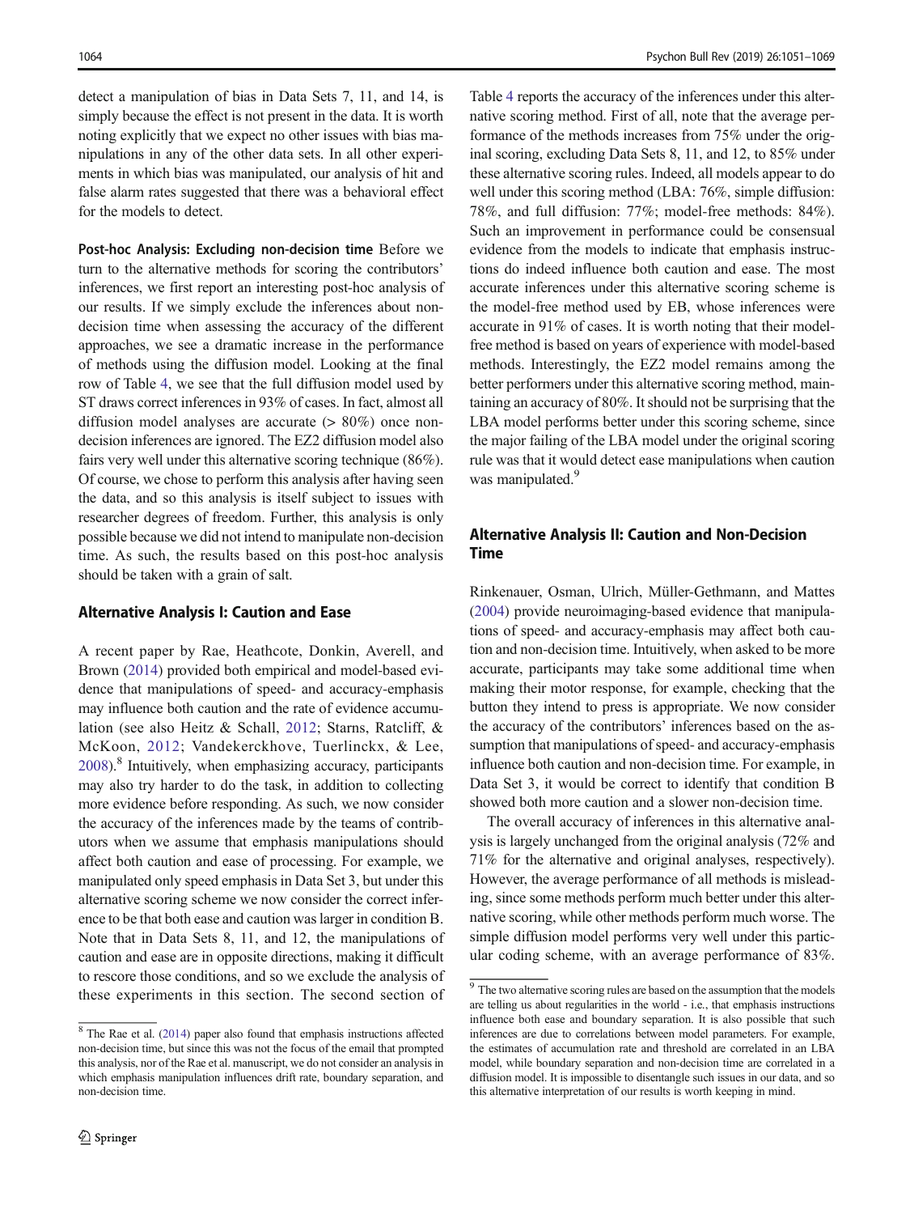detect a manipulation of bias in Data Sets 7, 11, and 14, is simply because the effect is not present in the data. It is worth noting explicitly that we expect no other issues with bias manipulations in any of the other data sets. In all other experiments in which bias was manipulated, our analysis of hit and false alarm rates suggested that there was a behavioral effect for the models to detect.

**Post-hoc Analysis: Excluding non-decision time** Before we turn to the alternative methods for scoring the contributors' inferences, we first report an interesting post-hoc analysis of our results. If we simply exclude the inferences about non-decision time when assessing the accuracy of the different approaches, we see a dramatic increase in the performance of methods using the diffusion model. Looking at the final row of Table 4, we see that the full diffusion model used by ST draws correct inferences in 93% of cases. In fact, almost all diffusion model analyses are accurate (> 80%) once non-decision inferences are ignored. The EZ2 diffusion model also fairs very well under this alternative scoring technique (86%). Of course, we chose to perform this analysis after having seen the data, and so this analysis is itself subject to issues with researcher degrees of freedom. Further, this analysis is only possible because we did not intend to manipulate non-decision time. As such, the results based on this post-hoc analysis should be taken with a grain of salt.

### Alternative Analysis I: Caution and Ease

A recent paper by Rae, Heathcote, Donkin, Averell, and Brown (2014) provided both empirical and model-based evidence that manipulations of speed- and accuracy-emphasis may influence both caution and the rate of evidence accumulation (see also Heitz & Schall, 2012; Starns, Ratcliff, & McKoon, 2012; Vandekerckhove, Tuerlinckx, & Lee, 2008).[8] Intuitively, when emphasizing accuracy, participants may also try harder to do the task, in addition to collecting more evidence before responding. As such, we now consider the accuracy of the inferences made by the teams of contributors when we assume that emphasis manipulations should affect both caution and ease of processing. For example, we manipulated only speed emphasis in Data Set 3, but under this alternative scoring scheme we now consider the correct inference to be that both ease and caution was larger in condition B. Note that in Data Sets 8, 11, and 12, the manipulations of caution and ease are in opposite directions, making it difficult to rescore those conditions, and so we exclude the analysis of these experiments in this section. The second section of Table 4 reports the accuracy of the inferences under this alternative scoring method. First of all, note that the average performance of the methods increases from 75% under the original scoring, excluding Data Sets 8, 11, and 12, to 85% under these alternative scoring rules. Indeed, all models appear to do well under this scoring method (LBA: 76%, simple diffusion: 78%, and full diffusion: 77%; model-free methods: 84%). Such an improvement in performance could be consensual evidence from the models to indicate that emphasis instructions do indeed influence both caution and ease. The most accurate inferences under this alternative scoring scheme is the model-free method used by EB, whose inferences were accurate in 91% of cases. It is worth noting that their model-free method is based on years of experience with model-based methods. Interestingly, the EZ2 model remains among the better performers under this alternative scoring method, maintaining an accuracy of 80%. It should not be surprising that the LBA model performs better under this scoring scheme, since the major failing of the LBA model under the original scoring rule was that it would detect ease manipulations when caution was manipulated.[9]

### Alternative Analysis II: Caution and Non-Decision Time

Rinkenauer, Osman, Ulrich, Müller-Gethmann, and Mattes (2004) provide neuroimaging-based evidence that manipulations of speed- and accuracy-emphasis may affect both caution and non-decision time. Intuitively, when asked to be more accurate, participants may take some additional time when making their motor response, for example, checking that the button they intend to press is appropriate. We now consider the accuracy of the contributors' inferences based on the assumption that manipulations of speed- and accuracy-emphasis influence both caution and non-decision time. For example, in Data Set 3, it would be correct to identify that condition B showed both more caution and a slower non-decision time.

The overall accuracy of inferences in this alternative analysis is largely unchanged from the original analysis (72% and 71% for the alternative and original analyses, respectively). However, the average performance of all methods is misleading, since some methods perform much better under this alternative scoring, while other methods perform much worse. The simple diffusion model performs very well under this particular coding scheme, with an average performance of 83%.

---

[8] The Rae et al. (2014) paper also found that emphasis instructions affected non-decision time, but since this was not the focus of the email that prompted this analysis, nor of the Rae et al. manuscript, we do not consider an analysis in which emphasis manipulation influences drift rate, boundary separation, and non-decision time.

[9] The two alternative scoring rules are based on the assumption that the models are telling us about regularities in the world - i.e., that emphasis instructions influence both ease and boundary separation. It is also possible that such inferences are due to correlations between model parameters. For example, the estimates of accumulation rate and threshold are correlated in an LBA model, while boundary separation and non-decision time are correlated in a diffusion model. It is impossible to disentangle such issues in our data, and so this alternative interpretation of our results is worth keeping in mind.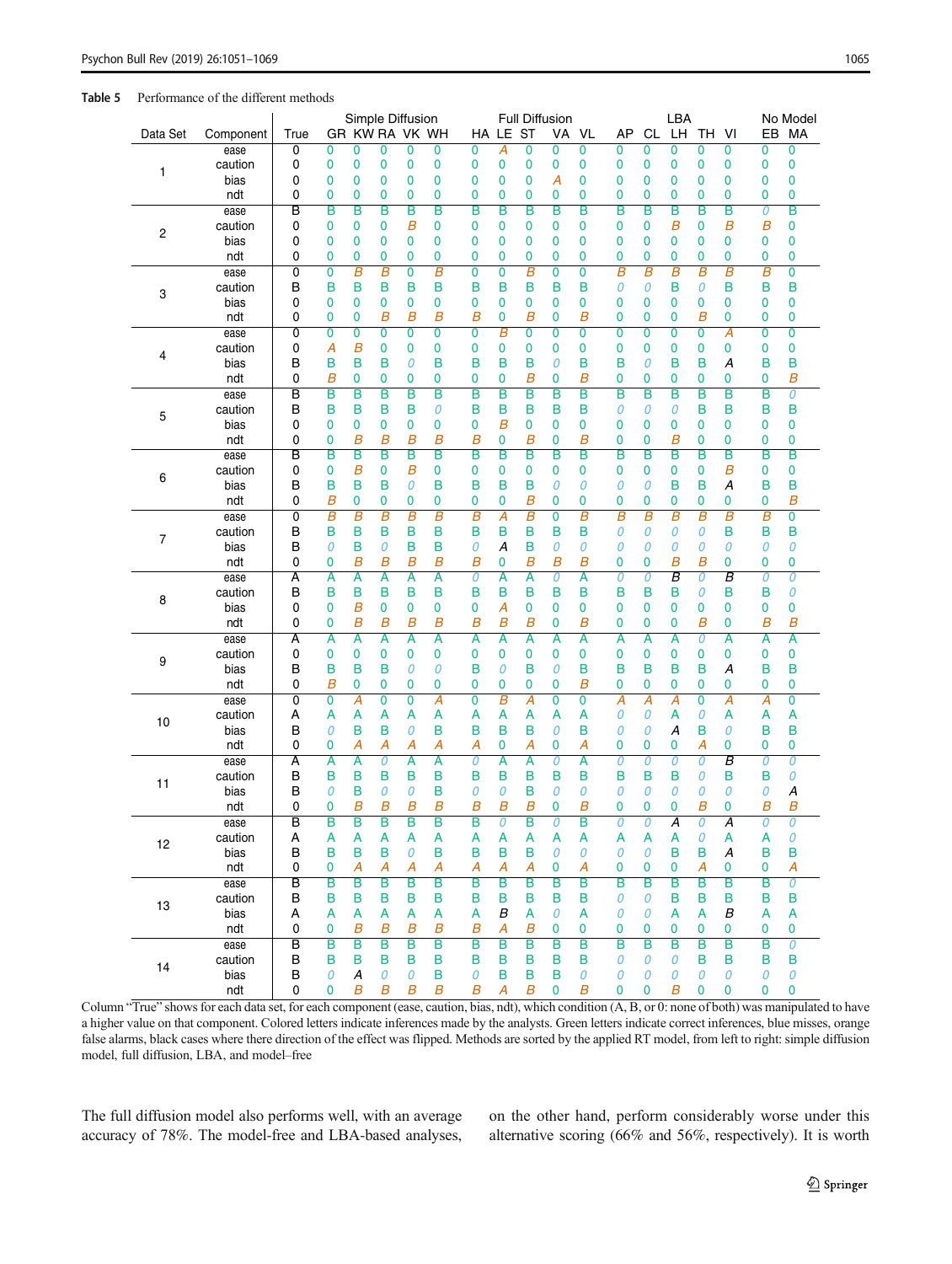**Table 5** Performance of the different methods

| Data Set | Component | True | Simple Diffusion | | | | | Full Diffusion | | | | | LBA | | | | | No Model | |
|---|---|---|---|---|---|---|---|---|---|---|---|---|---|---|---|---|---|---|---|
| | | | GR | KW | RA | VK | WH | HA | LE | ST | VA | VL | AP | CL | LH | TH | VI | EB | MA |
| 1 | ease | 0 | 0 | 0 | 0 | 0 | 0 | 0 | A | 0 | 0 | 0 | 0 | 0 | 0 | 0 | 0 | 0 | 0 |
| | caution | 0 | 0 | 0 | 0 | 0 | 0 | 0 | 0 | 0 | 0 | 0 | 0 | 0 | 0 | 0 | 0 | 0 | 0 |
| | bias | 0 | 0 | 0 | 0 | 0 | 0 | 0 | 0 | 0 | A | 0 | 0 | 0 | 0 | 0 | 0 | 0 | 0 |
| | ndt | 0 | 0 | 0 | 0 | 0 | 0 | 0 | 0 | 0 | 0 | 0 | 0 | 0 | 0 | 0 | 0 | 0 | 0 |
| 2 | ease | B | B | B | B | B | B | B | B | B | B | B | B | B | B | B | B | 0 | B |
| | caution | 0 | 0 | 0 | 0 | B | 0 | 0 | 0 | 0 | 0 | 0 | 0 | 0 | B | 0 | B | B | 0 |
| | bias | 0 | 0 | 0 | 0 | 0 | 0 | 0 | 0 | 0 | 0 | 0 | 0 | 0 | 0 | 0 | 0 | 0 | 0 |
| | ndt | 0 | 0 | 0 | 0 | 0 | 0 | 0 | 0 | 0 | 0 | 0 | 0 | 0 | 0 | 0 | 0 | 0 | 0 |
| 3 | ease | 0 | 0 | B | B | 0 | B | 0 | 0 | B | 0 | 0 | B | B | B | B | B | B | 0 |
| | caution | B | B | B | B | B | B | B | B | B | B | B | 0 | 0 | B | 0 | B | B | B |
| | bias | 0 | 0 | 0 | 0 | 0 | 0 | 0 | 0 | 0 | 0 | 0 | 0 | 0 | 0 | 0 | 0 | 0 | 0 |
| | ndt | 0 | 0 | 0 | B | B | B | B | 0 | B | 0 | B | 0 | 0 | 0 | B | 0 | 0 | 0 |
| 4 | ease | 0 | 0 | 0 | 0 | 0 | 0 | 0 | B | 0 | 0 | 0 | 0 | 0 | 0 | 0 | A | 0 | 0 |
| | caution | 0 | A | B | 0 | 0 | 0 | 0 | 0 | 0 | 0 | 0 | 0 | 0 | 0 | 0 | 0 | 0 | 0 |
| | bias | B | B | B | B | 0 | B | B | B | B | 0 | B | B | 0 | B | B | A | B | B |
| | ndt | 0 | B | 0 | 0 | 0 | 0 | 0 | 0 | B | 0 | B | 0 | 0 | 0 | 0 | 0 | 0 | B |
| 5 | ease | B | B | B | B | B | B | B | B | B | B | B | B | B | B | B | B | B | 0 |
| | caution | B | B | B | B | B | 0 | B | B | B | B | B | 0 | 0 | 0 | B | B | B | B |
| | bias | 0 | 0 | 0 | 0 | 0 | 0 | 0 | B | 0 | 0 | 0 | 0 | 0 | 0 | 0 | 0 | 0 | 0 |
| | ndt | 0 | 0 | B | B | B | B | B | 0 | B | 0 | B | 0 | 0 | B | 0 | 0 | 0 | 0 |
| 6 | ease | B | B | B | B | B | B | B | B | B | B | B | B | B | B | B | B | B | B |
| | caution | 0 | 0 | B | 0 | B | 0 | 0 | 0 | 0 | 0 | 0 | 0 | 0 | 0 | 0 | B | 0 | 0 |
| | bias | B | B | B | B | 0 | B | B | B | B | 0 | 0 | 0 | 0 | B | B | A | B | B |
| | ndt | 0 | B | 0 | 0 | 0 | 0 | 0 | 0 | B | 0 | 0 | 0 | 0 | 0 | 0 | 0 | 0 | B |
| 7 | ease | 0 | B | B | B | B | B | B | A | B | 0 | B | B | B | B | B | B | B | 0 |
| | caution | B | B | B | B | B | B | B | B | B | B | B | 0 | 0 | 0 | 0 | B | B | B |
| | bias | B | 0 | B | 0 | B | B | 0 | A | B | 0 | 0 | 0 | 0 | 0 | 0 | 0 | 0 | 0 |
| | ndt | 0 | 0 | B | B | B | B | B | 0 | B | B | B | 0 | 0 | B | B | 0 | 0 | 0 |
| 8 | ease | A | A | A | A | A | A | 0 | A | A | 0 | A | 0 | 0 | B | 0 | B | 0 | 0 |
| | caution | B | B | B | B | B | B | B | B | B | B | B | B | B | B | 0 | B | B | 0 |
| | bias | 0 | 0 | B | 0 | 0 | 0 | 0 | A | 0 | 0 | 0 | 0 | 0 | 0 | 0 | 0 | 0 | 0 |
| | ndt | 0 | 0 | B | B | B | B | B | B | B | 0 | B | 0 | 0 | 0 | B | 0 | B | B |
| 9 | ease | A | A | A | A | A | A | A | A | A | A | A | A | A | A | 0 | A | A | A |
| | caution | 0 | 0 | 0 | 0 | 0 | 0 | 0 | 0 | 0 | 0 | 0 | 0 | 0 | 0 | 0 | 0 | 0 | 0 |
| | bias | B | B | B | B | 0 | 0 | B | 0 | B | 0 | B | B | B | B | B | A | B | B |
| | ndt | 0 | B | 0 | 0 | 0 | 0 | 0 | 0 | 0 | 0 | B | 0 | 0 | 0 | 0 | 0 | 0 | 0 |
| 10 | ease | 0 | 0 | A | 0 | 0 | A | 0 | B | A | 0 | 0 | A | A | A | 0 | A | A | 0 |
| | caution | A | A | A | A | A | A | A | A | A | A | A | 0 | 0 | A | 0 | A | A | A |
| | bias | B | 0 | B | B | 0 | B | B | B | B | 0 | B | 0 | 0 | A | B | 0 | B | B |
| | ndt | 0 | 0 | A | A | A | A | A | 0 | A | 0 | A | 0 | 0 | 0 | A | 0 | 0 | 0 |
| 11 | ease | A | A | A | 0 | A | A | 0 | A | A | 0 | A | 0 | 0 | 0 | 0 | B | 0 | 0 |
| | caution | B | B | B | B | B | B | B | B | B | B | B | B | B | B | 0 | B | B | 0 |
| | bias | B | 0 | B | 0 | 0 | B | 0 | 0 | B | 0 | 0 | 0 | 0 | 0 | 0 | 0 | 0 | A |
| | ndt | 0 | 0 | B | B | B | B | B | B | B | 0 | B | 0 | 0 | 0 | B | 0 | B | B |
| 12 | ease | B | B | B | B | B | B | B | 0 | B | 0 | B | 0 | 0 | A | 0 | A | 0 | 0 |
| | caution | A | A | A | A | A | A | A | A | A | A | A | A | A | A | 0 | A | A | 0 |
| | bias | B | B | B | B | 0 | B | B | B | B | 0 | 0 | 0 | 0 | B | B | A | B | B |
| | ndt | 0 | 0 | A | A | A | A | A | A | A | 0 | A | 0 | 0 | 0 | A | 0 | 0 | A |
| 13 | ease | B | B | B | B | B | B | B | B | B | B | B | B | B | B | B | B | B | 0 |
| | caution | B | B | B | B | B | B | B | B | B | B | B | 0 | 0 | B | B | B | B | B |
| | bias | A | A | A | A | A | A | A | B | A | 0 | A | 0 | 0 | A | A | B | A | A |
| | ndt | 0 | 0 | B | B | B | B | B | A | B | 0 | 0 | 0 | 0 | 0 | 0 | 0 | 0 | 0 |
| 14 | ease | B | B | B | B | B | B | B | B | B | B | B | B | B | B | B | B | B | 0 |
| | caution | B | B | B | B | B | B | B | B | B | B | B | 0 | 0 | 0 | B | B | B | B |
| | bias | B | 0 | A | 0 | 0 | B | 0 | B | B | B | 0 | 0 | 0 | 0 | 0 | 0 | 0 | 0 |
| | ndt | 0 | 0 | B | B | B | B | B | A | B | 0 | B | 0 | 0 | B | 0 | 0 | 0 | 0 |

Column "True" shows for each data set, for each component (ease, caution, bias, ndt), which condition (A, B, or 0: none of both) was manipulated to have a higher value on that component. Colored letters indicate inferences made by the analysts. Green letters indicate correct inferences, blue misses, orange false alarms, black cases where there direction of the effect was flipped. Methods are sorted by the applied RT model, from left to right: simple diffusion model, full diffusion, LBA, and model–free

The full diffusion model also performs well, with an average accuracy of 78%. The model-free and LBA-based analyses, on the other hand, perform considerably worse under this alternative scoring (66% and 56%, respectively). It is worth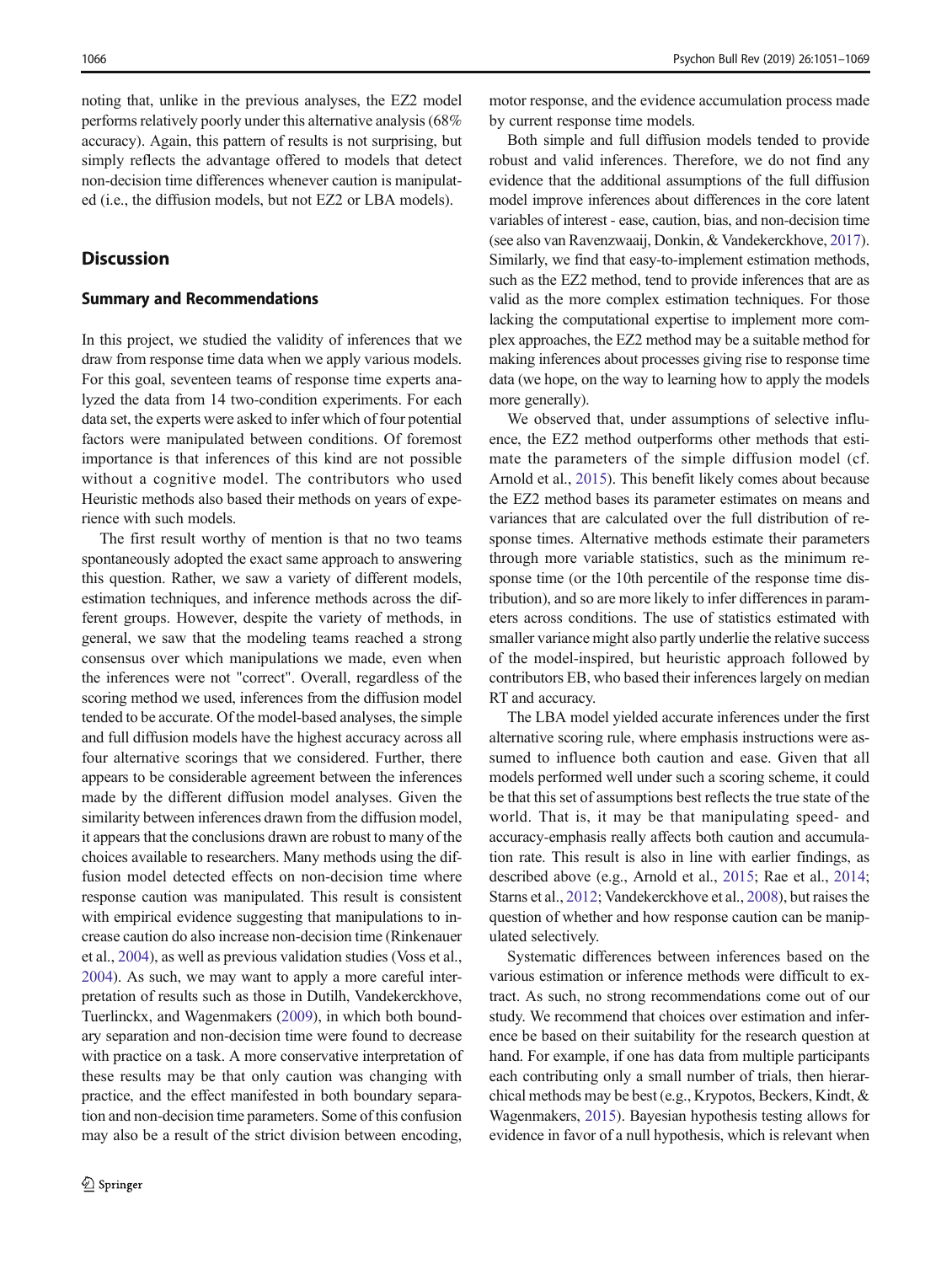noting that, unlike in the previous analyses, the EZ2 model performs relatively poorly under this alternative analysis (68% accuracy). Again, this pattern of results is not surprising, but simply reflects the advantage offered to models that detect non-decision time differences whenever caution is manipulated (i.e., the diffusion models, but not EZ2 or LBA models).

## Discussion

### Summary and Recommendations

In this project, we studied the validity of inferences that we draw from response time data when we apply various models. For this goal, seventeen teams of response time experts analyzed the data from 14 two-condition experiments. For each data set, the experts were asked to infer which of four potential factors were manipulated between conditions. Of foremost importance is that inferences of this kind are not possible without a cognitive model. The contributors who used Heuristic methods also based their methods on years of experience with such models.

The first result worthy of mention is that no two teams spontaneously adopted the exact same approach to answering this question. Rather, we saw a variety of different models, estimation techniques, and inference methods across the different groups. However, despite the variety of methods, in general, we saw that the modeling teams reached a strong consensus over which manipulations we made, even when the inferences were not "correct". Overall, regardless of the scoring method we used, inferences from the diffusion model tended to be accurate. Of the model-based analyses, the simple and full diffusion models have the highest accuracy across all four alternative scorings that we considered. Further, there appears to be considerable agreement between the inferences made by the different diffusion model analyses. Given the similarity between inferences drawn from the diffusion model, it appears that the conclusions drawn are robust to many of the choices available to researchers. Many methods using the diffusion model detected effects on non-decision time where response caution was manipulated. This result is consistent with empirical evidence suggesting that manipulations to increase caution do also increase non-decision time (Rinkenauer et al., 2004), as well as previous validation studies (Voss et al., 2004). As such, we may want to apply a more careful interpretation of results such as those in Dutilh, Vandekerckhove, Tuerlinckx, and Wagenmakers (2009), in which both boundary separation and non-decision time were found to decrease with practice on a task. A more conservative interpretation of these results may be that only caution was changing with practice, and the effect manifested in both boundary separation and non-decision time parameters. Some of this confusion may also be a result of the strict division between encoding, motor response, and the evidence accumulation process made by current response time models.

Both simple and full diffusion models tended to provide robust and valid inferences. Therefore, we do not find any evidence that the additional assumptions of the full diffusion model improve inferences about differences in the core latent variables of interest - ease, caution, bias, and non-decision time (see also van Ravenzwaaij, Donkin, & Vandekerckhove, 2017). Similarly, we find that easy-to-implement estimation methods, such as the EZ2 method, tend to provide inferences that are as valid as the more complex estimation techniques. For those lacking the computational expertise to implement more complex approaches, the EZ2 method may be a suitable method for making inferences about processes giving rise to response time data (we hope, on the way to learning how to apply the models more generally).

We observed that, under assumptions of selective influence, the EZ2 method outperforms other methods that estimate the parameters of the simple diffusion model (cf. Arnold et al., 2015). This benefit likely comes about because the EZ2 method bases its parameter estimates on means and variances that are calculated over the full distribution of response times. Alternative methods estimate their parameters through more variable statistics, such as the minimum response time (or the 10th percentile of the response time distribution), and so are more likely to infer differences in parameters across conditions. The use of statistics estimated with smaller variance might also partly underlie the relative success of the model-inspired, but heuristic approach followed by contributors EB, who based their inferences largely on median RT and accuracy.

The LBA model yielded accurate inferences under the first alternative scoring rule, where emphasis instructions were assumed to influence both caution and ease. Given that all models performed well under such a scoring scheme, it could be that this set of assumptions best reflects the true state of the world. That is, it may be that manipulating speed- and accuracy-emphasis really affects both caution and accumulation rate. This result is also in line with earlier findings, as described above (e.g., Arnold et al., 2015; Rae et al., 2014; Starns et al., 2012; Vandekerckhove et al., 2008), but raises the question of whether and how response caution can be manipulated selectively.

Systematic differences between inferences based on the various estimation or inference methods were difficult to extract. As such, no strong recommendations come out of our study. We recommend that choices over estimation and inference be based on their suitability for the research question at hand. For example, if one has data from multiple participants each contributing only a small number of trials, then hierarchical methods may be best (e.g., Krypotos, Beckers, Kindt, & Wagenmakers, 2015). Bayesian hypothesis testing allows for evidence in favor of a null hypothesis, which is relevant when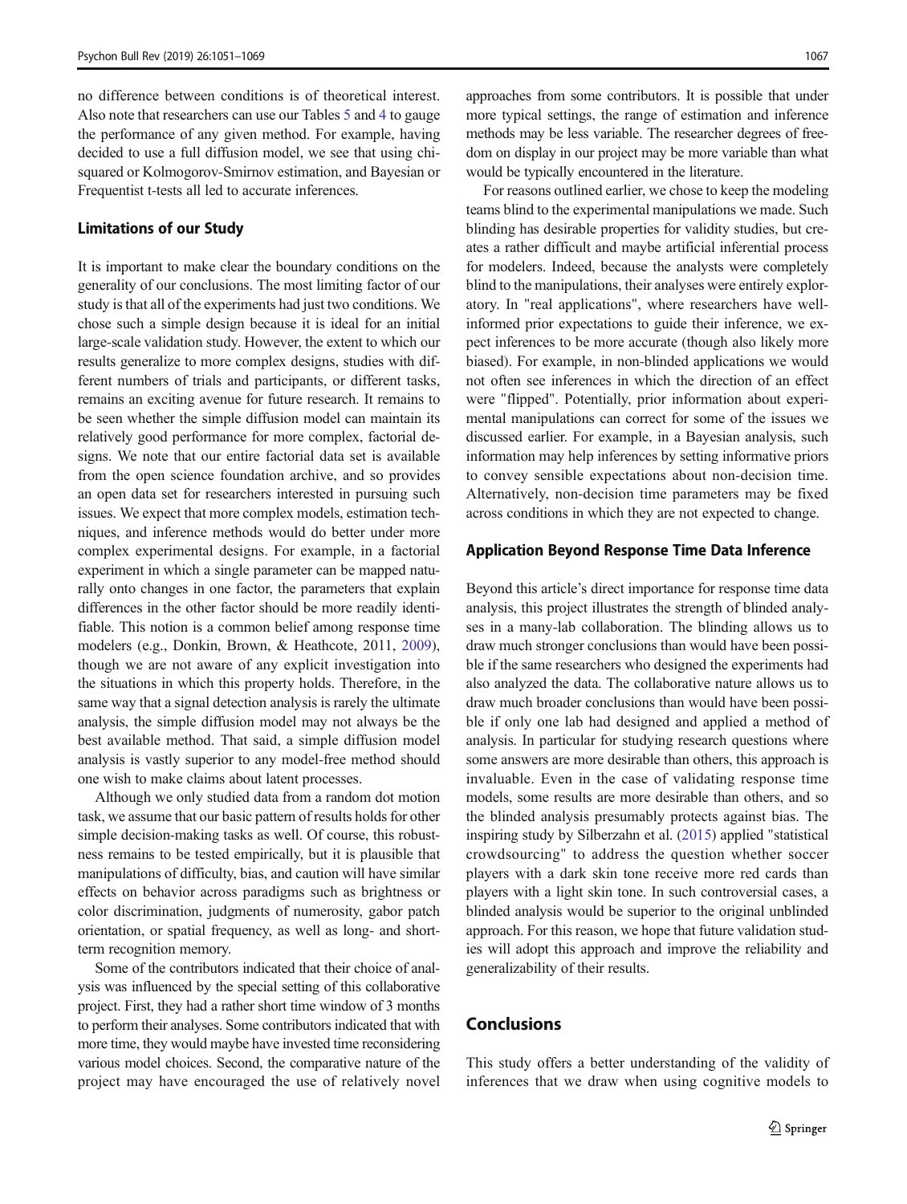no difference between conditions is of theoretical interest. Also note that researchers can use our Tables 5 and 4 to gauge the performance of any given method. For example, having decided to use a full diffusion model, we see that using chi-squared or Kolmogorov-Smirnov estimation, and Bayesian or Frequentist t-tests all led to accurate inferences.

### Limitations of our Study

It is important to make clear the boundary conditions on the generality of our conclusions. The most limiting factor of our study is that all of the experiments had just two conditions. We chose such a simple design because it is ideal for an initial large-scale validation study. However, the extent to which our results generalize to more complex designs, studies with different numbers of trials and participants, or different tasks, remains an exciting avenue for future research. It remains to be seen whether the simple diffusion model can maintain its relatively good performance for more complex, factorial designs. We note that our entire factorial data set is available from the open science foundation archive, and so provides an open data set for researchers interested in pursuing such issues. We expect that more complex models, estimation techniques, and inference methods would do better under more complex experimental designs. For example, in a factorial experiment in which a single parameter can be mapped naturally onto changes in one factor, the parameters that explain differences in the other factor should be more readily identifiable. This notion is a common belief among response time modelers (e.g., Donkin, Brown, & Heathcote, 2011, 2009), though we are not aware of any explicit investigation into the situations in which this property holds. Therefore, in the same way that a signal detection analysis is rarely the ultimate analysis, the simple diffusion model may not always be the best available method. That said, a simple diffusion model analysis is vastly superior to any model-free method should one wish to make claims about latent processes.

Although we only studied data from a random dot motion task, we assume that our basic pattern of results holds for other simple decision-making tasks as well. Of course, this robustness remains to be tested empirically, but it is plausible that manipulations of difficulty, bias, and caution will have similar effects on behavior across paradigms such as brightness or color discrimination, judgments of numerosity, gabor patch orientation, or spatial frequency, as well as long- and short-term recognition memory.

Some of the contributors indicated that their choice of analysis was influenced by the special setting of this collaborative project. First, they had a rather short time window of 3 months to perform their analyses. Some contributors indicated that with more time, they would maybe have invested time reconsidering various model choices. Second, the comparative nature of the project may have encouraged the use of relatively novel approaches from some contributors. It is possible that under more typical settings, the range of estimation and inference methods may be less variable. The researcher degrees of freedom on display in our project may be more variable than what would be typically encountered in the literature.

For reasons outlined earlier, we chose to keep the modeling teams blind to the experimental manipulations we made. Such blinding has desirable properties for validity studies, but creates a rather difficult and maybe artificial inferential process for modelers. Indeed, because the analysts were completely blind to the manipulations, their analyses were entirely exploratory. In "real applications", where researchers have well-informed prior expectations to guide their inference, we expect inferences to be more accurate (though also likely more biased). For example, in non-blinded applications we would not often see inferences in which the direction of an effect were "flipped". Potentially, prior information about experimental manipulations can correct for some of the issues we discussed earlier. For example, in a Bayesian analysis, such information may help inferences by setting informative priors to convey sensible expectations about non-decision time. Alternatively, non-decision time parameters may be fixed across conditions in which they are not expected to change.

### Application Beyond Response Time Data Inference

Beyond this article's direct importance for response time data analysis, this project illustrates the strength of blinded analyses in a many-lab collaboration. The blinding allows us to draw much stronger conclusions than would have been possible if the same researchers who designed the experiments had also analyzed the data. The collaborative nature allows us to draw much broader conclusions than would have been possible if only one lab had designed and applied a method of analysis. In particular for studying research questions where some answers are more desirable than others, this approach is invaluable. Even in the case of validating response time models, some results are more desirable than others, and so the blinded analysis presumably protects against bias. The inspiring study by Silberzahn et al. (2015) applied "statistical crowdsourcing" to address the question whether soccer players with a dark skin tone receive more red cards than players with a light skin tone. In such controversial cases, a blinded analysis would be superior to the original unblinded approach. For this reason, we hope that future validation studies will adopt this approach and improve the reliability and generalizability of their results.

## Conclusions

This study offers a better understanding of the validity of inferences that we draw when using cognitive models to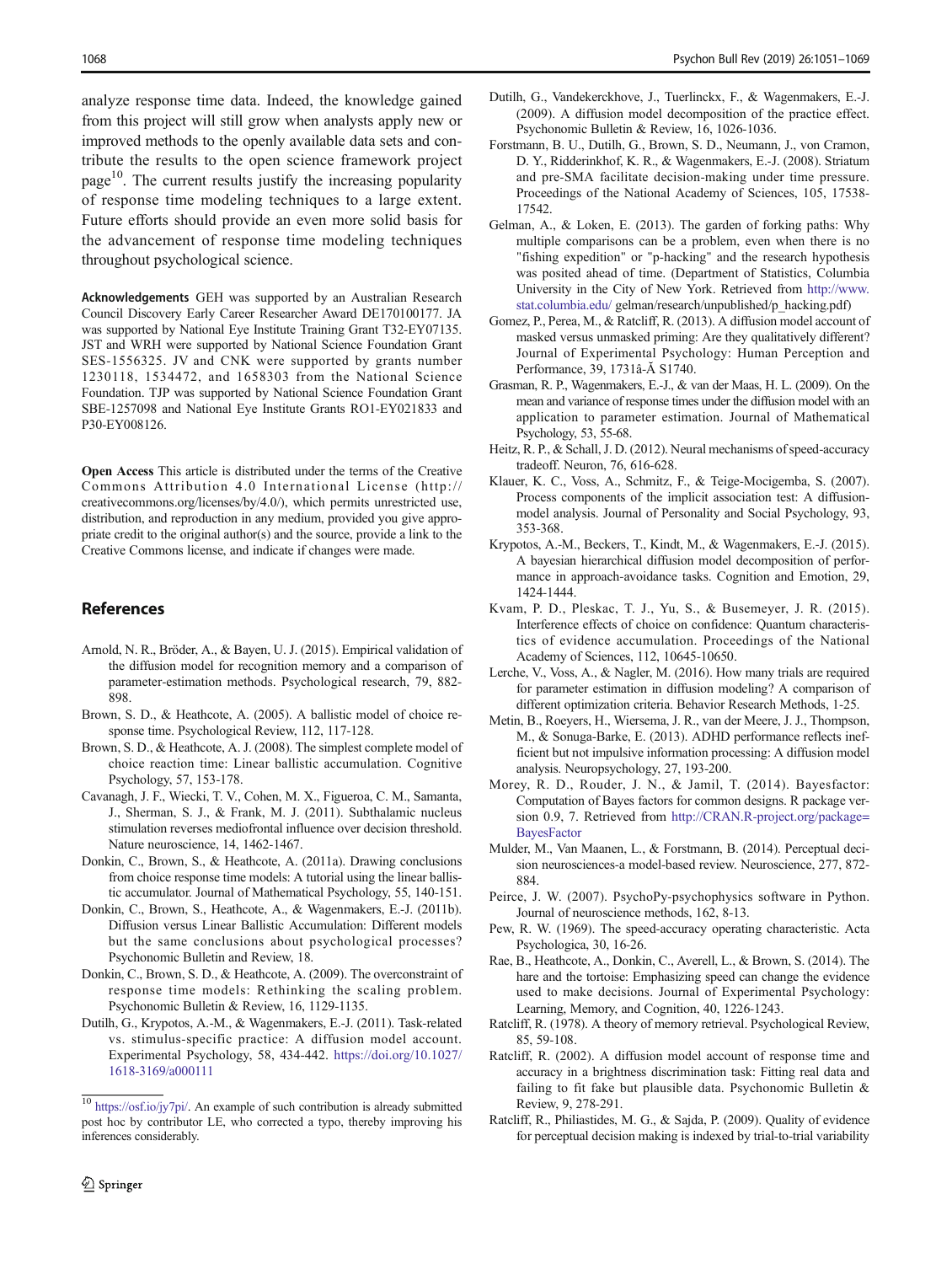analyze response time data. Indeed, the knowledge gained from this project will still grow when analysts apply new or improved methods to the openly available data sets and contribute the results to the open science framework project page[10]. The current results justify the increasing popularity of response time modeling techniques to a large extent. Future efforts should provide an even more solid basis for the advancement of response time modeling techniques throughout psychological science.

**Acknowledgements** GEH was supported by an Australian Research Council Discovery Early Career Researcher Award DE170100177. JA was supported by National Eye Institute Training Grant T32-EY07135. JST and WRH were supported by National Science Foundation Grant SES-1556325. JV and CNK were supported by grants number 1230118, 1534472, and 1658303 from the National Science Foundation. TJP was supported by National Science Foundation Grant SBE-1257098 and National Eye Institute Grants RO1-EY021833 and P30-EY008126.

**Open Access** This article is distributed under the terms of the Creative Commons Attribution 4.0 International License (http://creativecommons.org/licenses/by/4.0/), which permits unrestricted use, distribution, and reproduction in any medium, provided you give appropriate credit to the original author(s) and the source, provide a link to the Creative Commons license, and indicate if changes were made.

## References

Arnold, N. R., Bröder, A., & Bayen, U. J. (2015). Empirical validation of the diffusion model for recognition memory and a comparison of parameter-estimation methods. Psychological research, 79, 882-898.

Brown, S. D., & Heathcote, A. (2005). A ballistic model of choice response time. Psychological Review, 112, 117-128.

Brown, S. D., & Heathcote, A. J. (2008). The simplest complete model of choice reaction time: Linear ballistic accumulation. Cognitive Psychology, 57, 153-178.

Cavanagh, J. F., Wiecki, T. V., Cohen, M. X., Figueroa, C. M., Samanta, J., Sherman, S. J., & Frank, M. J. (2011). Subthalamic nucleus stimulation reverses mediofrontal influence over decision threshold. Nature neuroscience, 14, 1462-1467.

Donkin, C., Brown, S., & Heathcote, A. (2011a). Drawing conclusions from choice response time models: A tutorial using the linear ballistic accumulator. Journal of Mathematical Psychology, 55, 140-151.

Donkin, C., Brown, S., Heathcote, A., & Wagenmakers, E.-J. (2011b). Diffusion versus Linear Ballistic Accumulation: Different models but the same conclusions about psychological processes? Psychonomic Bulletin and Review, 18.

Donkin, C., Brown, S. D., & Heathcote, A. (2009). The overconstraint of response time models: Rethinking the scaling problem. Psychonomic Bulletin & Review, 16, 1129-1135.

Dutilh, G., Krypotos, A.-M., & Wagenmakers, E.-J. (2011). Task-related vs. stimulus-specific practice: A diffusion model account. Experimental Psychology, 58, 434-442. https://doi.org/10.1027/1618-3169/a000111

Dutilh, G., Vandekerckhove, J., Tuerlinckx, F., & Wagenmakers, E.-J. (2009). A diffusion model decomposition of the practice effect. Psychonomic Bulletin & Review, 16, 1026-1036.

Forstmann, B. U., Dutilh, G., Brown, S. D., Neumann, J., von Cramon, D. Y., Ridderinkhof, K. R., & Wagenmakers, E.-J. (2008). Striatum and pre-SMA facilitate decision-making under time pressure. Proceedings of the National Academy of Sciences, 105, 17538-17542.

Gelman, A., & Loken, E. (2013). The garden of forking paths: Why multiple comparisons can be a problem, even when there is no "fishing expedition" or "p-hacking" and the research hypothesis was posited ahead of time. (Department of Statistics, Columbia University in the City of New York. Retrieved from http://www.stat.columbia.edu/ gelman/research/unpublished/p_hacking.pdf)

Gomez, P., Perea, M., & Ratcliff, R. (2013). A diffusion model account of masked versus unmasked priming: Are they qualitatively different? Journal of Experimental Psychology: Human Perception and Performance, 39, 1731â-Ă S1740.

Grasman, R. P., Wagenmakers, E.-J., & van der Maas, H. L. (2009). On the mean and variance of response times under the diffusion model with an application to parameter estimation. Journal of Mathematical Psychology, 53, 55-68.

Heitz, R. P., & Schall, J. D. (2012). Neural mechanisms of speed-accuracy tradeoff. Neuron, 76, 616-628.

Klauer, K. C., Voss, A., Schmitz, F., & Teige-Mocigemba, S. (2007). Process components of the implicit association test: A diffusion-model analysis. Journal of Personality and Social Psychology, 93, 353-368.

Krypotos, A.-M., Beckers, T., Kindt, M., & Wagenmakers, E.-J. (2015). A bayesian hierarchical diffusion model decomposition of performance in approach-avoidance tasks. Cognition and Emotion, 29, 1424-1444.

Kvam, P. D., Pleskac, T. J., Yu, S., & Busemeyer, J. R. (2015). Interference effects of choice on confidence: Quantum characteristics of evidence accumulation. Proceedings of the National Academy of Sciences, 112, 10645-10650.

Lerche, V., Voss, A., & Nagler, M. (2016). How many trials are required for parameter estimation in diffusion modeling? A comparison of different optimization criteria. Behavior Research Methods, 1-25.

Metin, B., Roeyers, H., Wiersema, J. R., van der Meere, J. J., Thompson, M., & Sonuga-Barke, E. (2013). ADHD performance reflects inefficient but not impulsive information processing: A diffusion model analysis. Neuropsychology, 27, 193-200.

Morey, R. D., Rouder, J. N., & Jamil, T. (2014). Bayesfactor: Computation of Bayes factors for common designs. R package version 0.9, 7. Retrieved from http://CRAN.R-project.org/package=BayesFactor

Mulder, M., Van Maanen, L., & Forstmann, B. (2014). Perceptual decision neurosciences-a model-based review. Neuroscience, 277, 872-884.

Peirce, J. W. (2007). PsychoPy-psychophysics software in Python. Journal of neuroscience methods, 162, 8-13.

Pew, R. W. (1969). The speed-accuracy operating characteristic. Acta Psychologica, 30, 16-26.

Rae, B., Heathcote, A., Donkin, C., Averell, L., & Brown, S. (2014). The hare and the tortoise: Emphasizing speed can change the evidence used to make decisions. Journal of Experimental Psychology: Learning, Memory, and Cognition, 40, 1226-1243.

Ratcliff, R. (1978). A theory of memory retrieval. Psychological Review, 85, 59-108.

Ratcliff, R. (2002). A diffusion model account of response time and accuracy in a brightness discrimination task: Fitting real data and failing to fit fake but plausible data. Psychonomic Bulletin & Review, 9, 278-291.

Ratcliff, R., Philiastides, M. G., & Sajda, P. (2009). Quality of evidence for perceptual decision making is indexed by trial-to-trial variability

[10] https://osf.io/jy7pi/. An example of such contribution is already submitted post hoc by contributor LE, who corrected a typo, thereby improving his inferences considerably.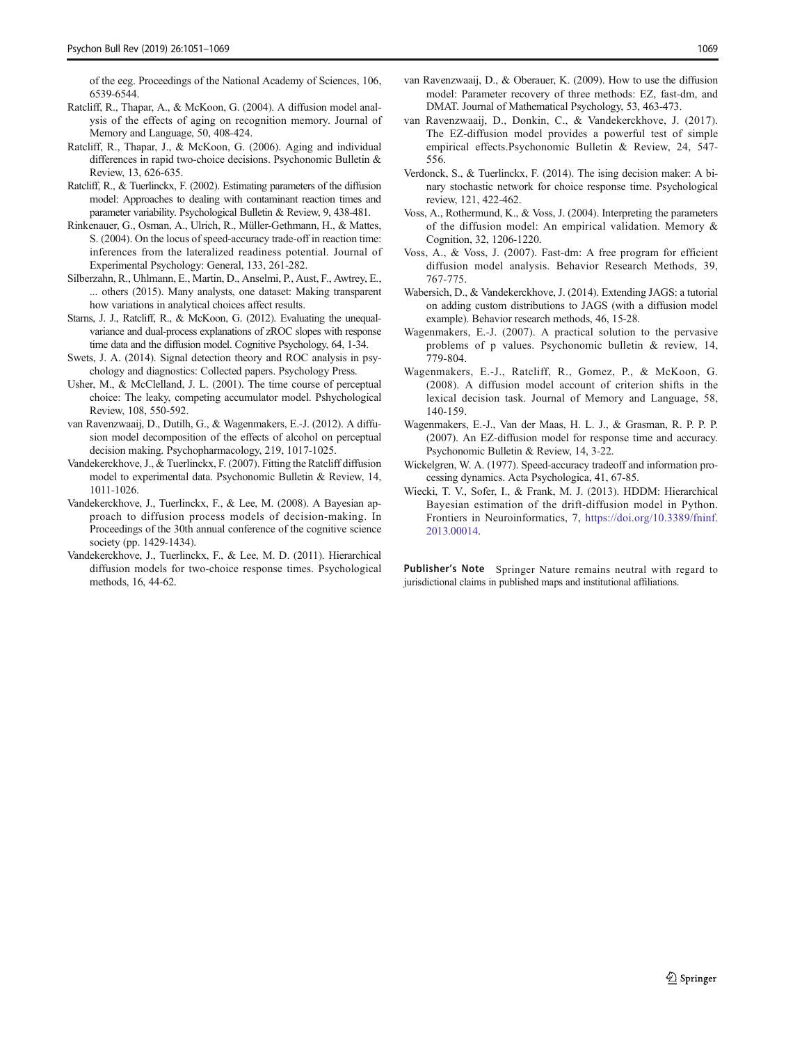of the eeg. Proceedings of the National Academy of Sciences, 106, 6539-6544.

Ratcliff, R., Thapar, A., & McKoon, G. (2004). A diffusion model analysis of the effects of aging on recognition memory. Journal of Memory and Language, 50, 408-424.

Ratcliff, R., Thapar, J., & McKoon, G. (2006). Aging and individual differences in rapid two-choice decisions. Psychonomic Bulletin & Review, 13, 626-635.

Ratcliff, R., & Tuerlinckx, F. (2002). Estimating parameters of the diffusion model: Approaches to dealing with contaminant reaction times and parameter variability. Psychological Bulletin & Review, 9, 438-481.

Rinkenauer, G., Osman, A., Ulrich, R., Müller-Gethmann, H., & Mattes, S. (2004). On the locus of speed-accuracy trade-off in reaction time: inferences from the lateralized readiness potential. Journal of Experimental Psychology: General, 133, 261-282.

Silberzahn, R., Uhlmann, E., Martin, D., Anselmi, P., Aust, F., Awtrey, E., ... others (2015). Many analysts, one dataset: Making transparent how variations in analytical choices affect results.

Starns, J. J., Ratcliff, R., & McKoon, G. (2012). Evaluating the unequal-variance and dual-process explanations of zROC slopes with response time data and the diffusion model. Cognitive Psychology, 64, 1-34.

Swets, J. A. (2014). Signal detection theory and ROC analysis in psychology and diagnostics: Collected papers. Psychology Press.

Usher, M., & McClelland, J. L. (2001). The time course of perceptual choice: The leaky, competing accumulator model. Pshychological Review, 108, 550-592.

van Ravenzwaaij, D., Dutilh, G., & Wagenmakers, E.-J. (2012). A diffusion model decomposition of the effects of alcohol on perceptual decision making. Psychopharmacology, 219, 1017-1025.

Vandekerckhove, J., & Tuerlinckx, F. (2007). Fitting the Ratcliff diffusion model to experimental data. Psychonomic Bulletin & Review, 14, 1011-1026.

Vandekerckhove, J., Tuerlinckx, F., & Lee, M. (2008). A Bayesian approach to diffusion process models of decision-making. In Proceedings of the 30th annual conference of the cognitive science society (pp. 1429-1434).

Vandekerckhove, J., Tuerlinckx, F., & Lee, M. D. (2011). Hierarchical diffusion models for two-choice response times. Psychological methods, 16, 44-62.

van Ravenzwaaij, D., & Oberauer, K. (2009). How to use the diffusion model: Parameter recovery of three methods: EZ, fast-dm, and DMAT. Journal of Mathematical Psychology, 53, 463-473.

van Ravenzwaaij, D., Donkin, C., & Vandekerckhove, J. (2017). The EZ-diffusion model provides a powerful test of simple empirical effects.Psychonomic Bulletin & Review, 24, 547-556.

Verdonck, S., & Tuerlinckx, F. (2014). The ising decision maker: A binary stochastic network for choice response time. Psychological review, 121, 422-462.

Voss, A., Rothermund, K., & Voss, J. (2004). Interpreting the parameters of the diffusion model: An empirical validation. Memory & Cognition, 32, 1206-1220.

Voss, A., & Voss, J. (2007). Fast-dm: A free program for efficient diffusion model analysis. Behavior Research Methods, 39, 767-775.

Wabersich, D., & Vandekerckhove, J. (2014). Extending JAGS: a tutorial on adding custom distributions to JAGS (with a diffusion model example). Behavior research methods, 46, 15-28.

Wagenmakers, E.-J. (2007). A practical solution to the pervasive problems of p values. Psychonomic bulletin & review, 14, 779-804.

Wagenmakers, E.-J., Ratcliff, R., Gomez, P., & McKoon, G. (2008). A diffusion model account of criterion shifts in the lexical decision task. Journal of Memory and Language, 58, 140-159.

Wagenmakers, E.-J., Van der Maas, H. L. J., & Grasman, R. P. P. P. (2007). An EZ-diffusion model for response time and accuracy. Psychonomic Bulletin & Review, 14, 3-22.

Wickelgren, W. A. (1977). Speed-accuracy tradeoff and information processing dynamics. Acta Psychologica, 41, 67-85.

Wiecki, T. V., Sofer, I., & Frank, M. J. (2013). HDDM: Hierarchical Bayesian estimation of the drift-diffusion model in Python. Frontiers in Neuroinformatics, 7, https://doi.org/10.3389/fninf.2013.00014.

**Publisher's Note** Springer Nature remains neutral with regard to jurisdictional claims in published maps and institutional affiliations.